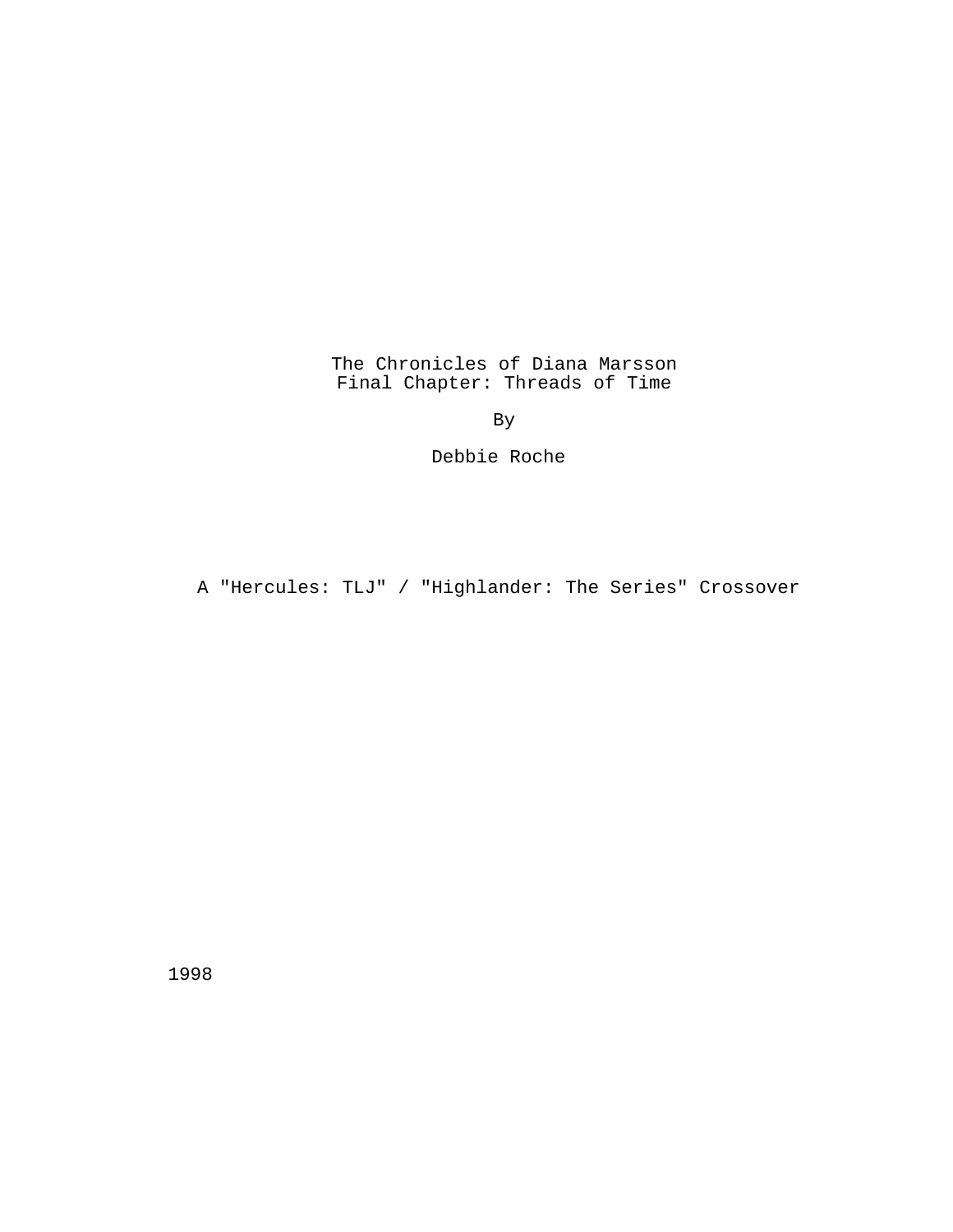# The Chronicles of Diana Marsson
## Final Chapter: Threads of Time

By

Debbie Roche

A "Hercules: TLJ" / "Highlander: The Series" Crossover

1998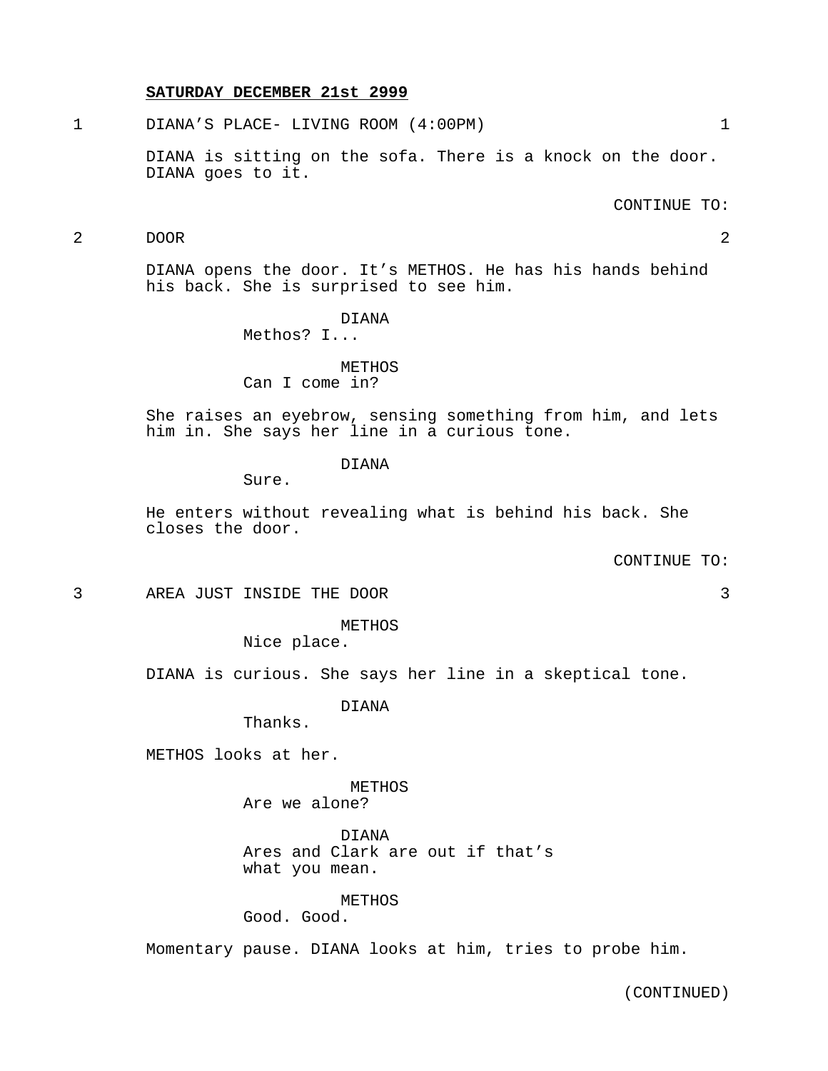**SATURDAY DECEMBER 21st 2999**

1 DIANA'S PLACE- LIVING ROOM (4:00PM) 1

DIANA is sitting on the sofa. There is a knock on the door. DIANA goes to it.

CONTINUE TO:

2 DOOR 2

DIANA opens the door. It's METHOS. He has his hands behind his back. She is surprised to see him.

DIANA
Methos? I...

METHOS
Can I come in?

She raises an eyebrow, sensing something from him, and lets him in. She says her line in a curious tone.

DIANA
Sure.

He enters without revealing what is behind his back. She closes the door.

CONTINUE TO:

3 AREA JUST INSIDE THE DOOR 3

METHOS
Nice place.

DIANA is curious. She says her line in a skeptical tone.

DIANA
Thanks.

METHOS looks at her.

METHOS
Are we alone?

DIANA
Ares and Clark are out if that's what you mean.

METHOS
Good. Good.

Momentary pause. DIANA looks at him, tries to probe him.

(CONTINUED)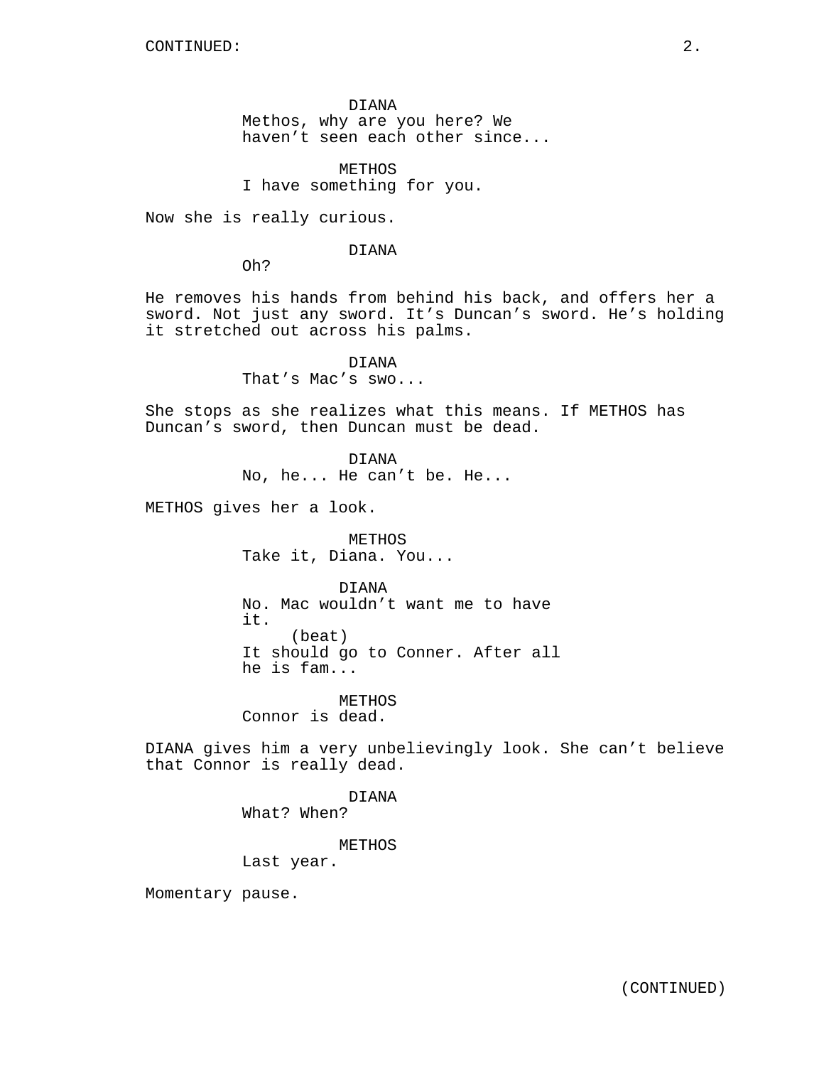CONTINUED:

DIANA
Methos, why are you here? We haven't seen each other since...

METHOS
I have something for you.

Now she is really curious.

DIANA
Oh?

He removes his hands from behind his back, and offers her a sword. Not just any sword. It's Duncan's sword. He's holding it stretched out across his palms.

DIANA
That's Mac's swo...

She stops as she realizes what this means. If METHOS has Duncan's sword, then Duncan must be dead.

DIANA
No, he... He can't be. He...

METHOS gives her a look.

METHOS
Take it, Diana. You...

DIANA
No. Mac wouldn't want me to have it.
(beat)
It should go to Conner. After all he is fam...

METHOS
Connor is dead.

DIANA gives him a very unbelievingly look. She can't believe that Connor is really dead.

DIANA
What? When?

METHOS
Last year.

Momentary pause.

(CONTINUED)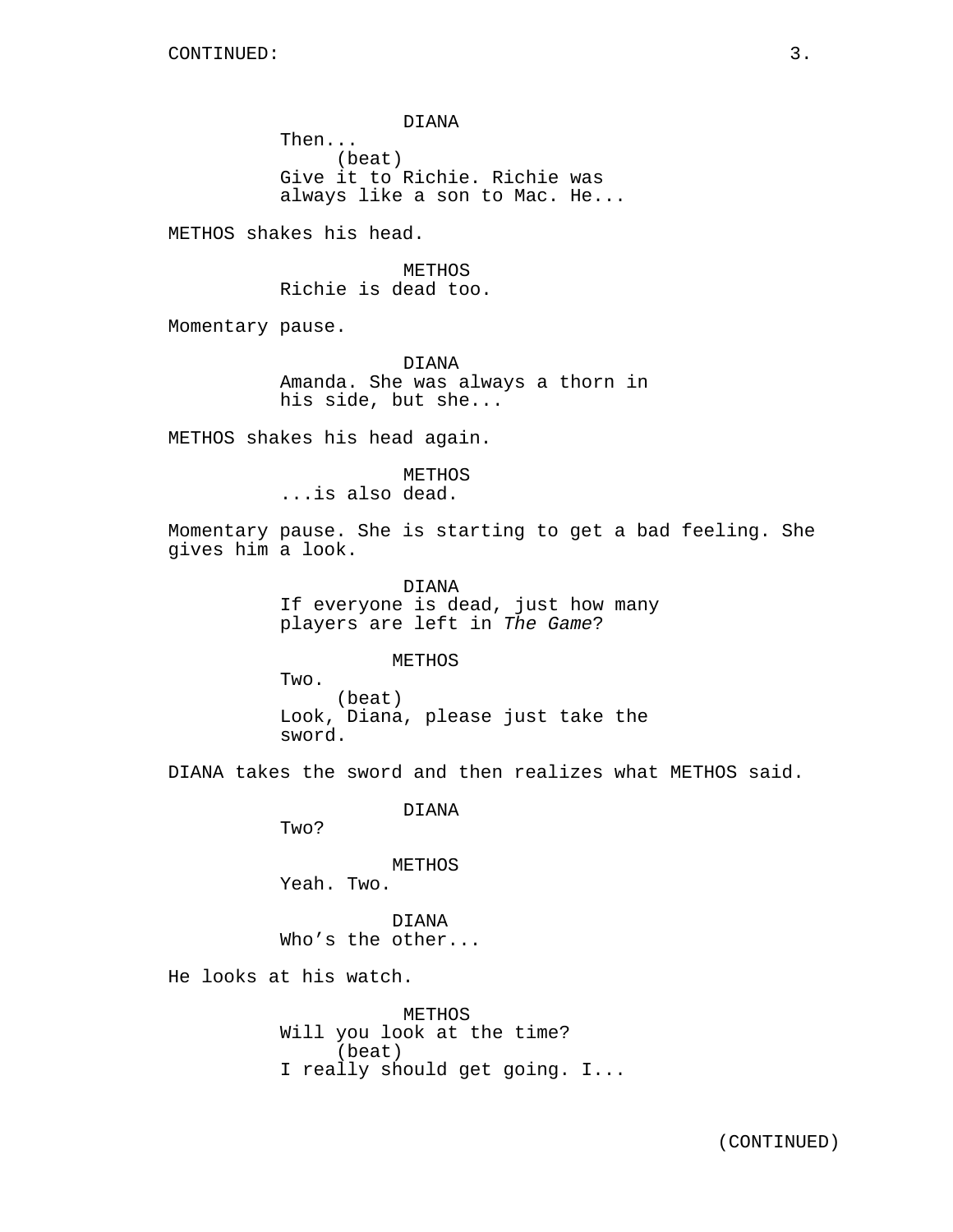CONTINUED:

DIANA
Then...
(beat)
Give it to Richie. Richie was always like a son to Mac. He...

METHOS shakes his head.

METHOS
Richie is dead too.

Momentary pause.

DIANA
Amanda. She was always a thorn in his side, but she...

METHOS shakes his head again.

METHOS
...is also dead.

Momentary pause. She is starting to get a bad feeling. She gives him a look.

DIANA
If everyone is dead, just how many players are left in *The Game*?

METHOS
Two.
(beat)
Look, Diana, please just take the sword.

DIANA takes the sword and then realizes what METHOS said.

DIANA
Two?

METHOS
Yeah. Two.

DIANA
Who's the other...

He looks at his watch.

METHOS
Will you look at the time?
(beat)
I really should get going. I...

(CONTINUED)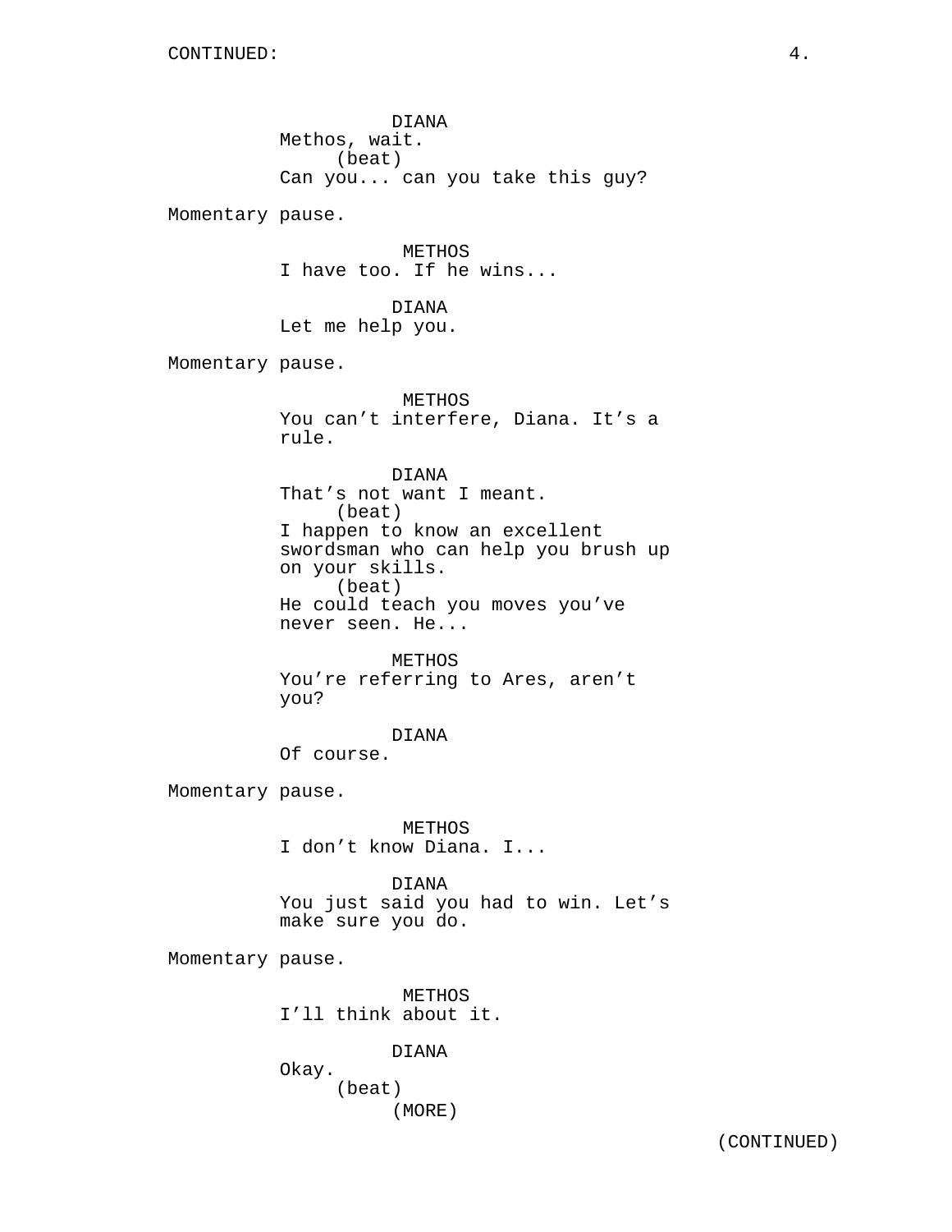DIANA
Methos, wait.
(beat)
Can you... can you take this guy?

Momentary pause.

METHOS
I have too. If he wins...

DIANA
Let me help you.

Momentary pause.

METHOS
You can’t interfere, Diana. It’s a rule.

DIANA
That’s not want I meant.
(beat)
I happen to know an excellent swordsman who can help you brush up on your skills.
(beat)
He could teach you moves you’ve never seen. He...

METHOS
You’re referring to Ares, aren’t you?

DIANA
Of course.

Momentary pause.

METHOS
I don’t know Diana. I...

DIANA
You just said you had to win. Let’s make sure you do.

Momentary pause.

METHOS
I’ll think about it.

DIANA
Okay.
(beat)
(MORE)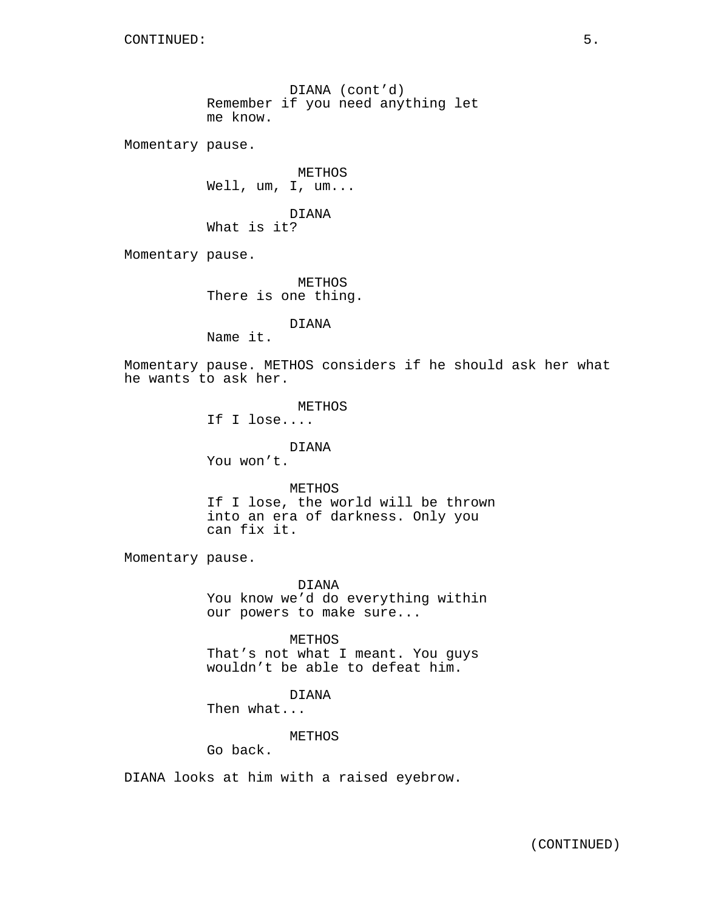DIANA (cont'd)
Remember if you need anything let me know.

Momentary pause.

METHOS
Well, um, I, um...

DIANA
What is it?

Momentary pause.

METHOS
There is one thing.

DIANA
Name it.

Momentary pause. METHOS considers if he should ask her what he wants to ask her.

METHOS
If I lose....

DIANA
You won't.

METHOS
If I lose, the world will be thrown into an era of darkness. Only you can fix it.

Momentary pause.

DIANA
You know we'd do everything within our powers to make sure...

METHOS
That's not what I meant. You guys wouldn't be able to defeat him.

DIANA
Then what...

METHOS
Go back.

DIANA looks at him with a raised eyebrow.

(CONTINUED)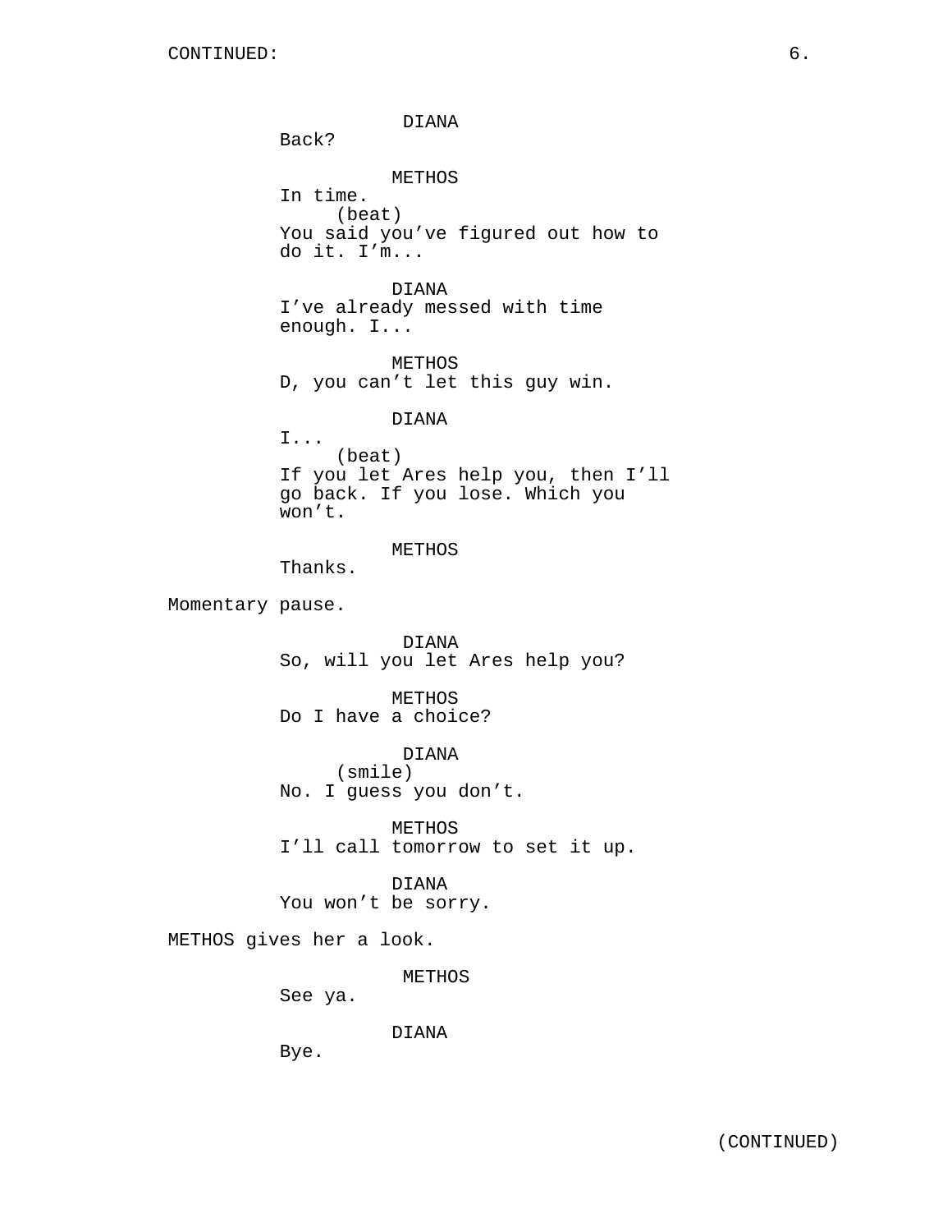CONTINUED:

DIANA
Back?

METHOS
In time.
(beat)
You said you've figured out how to do it. I'm...

DIANA
I've already messed with time enough. I...

METHOS
D, you can't let this guy win.

DIANA
I...
(beat)
If you let Ares help you, then I'll go back. If you lose. Which you won't.

METHOS
Thanks.

Momentary pause.

DIANA
So, will you let Ares help you?

METHOS
Do I have a choice?

DIANA
(smile)
No. I guess you don't.

METHOS
I'll call tomorrow to set it up.

DIANA
You won't be sorry.

METHOS gives her a look.

METHOS
See ya.

DIANA
Bye.

(CONTINUED)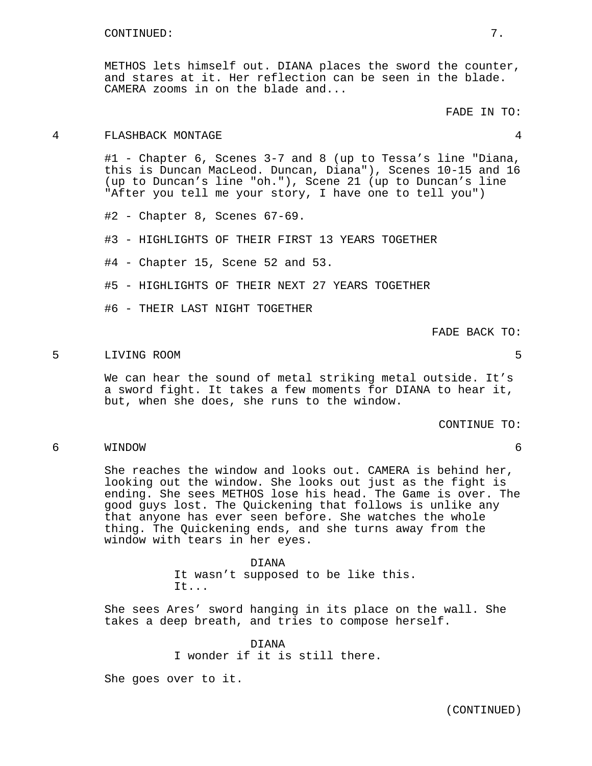CONTINUED:

METHOS lets himself out. DIANA places the sword the counter, and stares at it. Her reflection can be seen in the blade. CAMERA zooms in on the blade and...

FADE IN TO:

4 FLASHBACK MONTAGE 4

#1 - Chapter 6, Scenes 3-7 and 8 (up to Tessa's line "Diana, this is Duncan MacLeod. Duncan, Diana"), Scenes 10-15 and 16 (up to Duncan's line "oh."), Scene 21 (up to Duncan's line "After you tell me your story, I have one to tell you")

#2 - Chapter 8, Scenes 67-69.

#3 - HIGHLIGHTS OF THEIR FIRST 13 YEARS TOGETHER

#4 - Chapter 15, Scene 52 and 53.

#5 - HIGHLIGHTS OF THEIR NEXT 27 YEARS TOGETHER

#6 - THEIR LAST NIGHT TOGETHER

FADE BACK TO:

5 LIVING ROOM 5

We can hear the sound of metal striking metal outside. It's a sword fight. It takes a few moments for DIANA to hear it, but, when she does, she runs to the window.

CONTINUE TO:

6 WINDOW 6

She reaches the window and looks out. CAMERA is behind her, looking out the window. She looks out just as the fight is ending. She sees METHOS lose his head. The Game is over. The good guys lost. The Quickening that follows is unlike any that anyone has ever seen before. She watches the whole thing. The Quickening ends, and she turns away from the window with tears in her eyes.

DIANA
It wasn't supposed to be like this. It...

She sees Ares' sword hanging in its place on the wall. She takes a deep breath, and tries to compose herself.

DIANA
I wonder if it is still there.

She goes over to it.

(CONTINUED)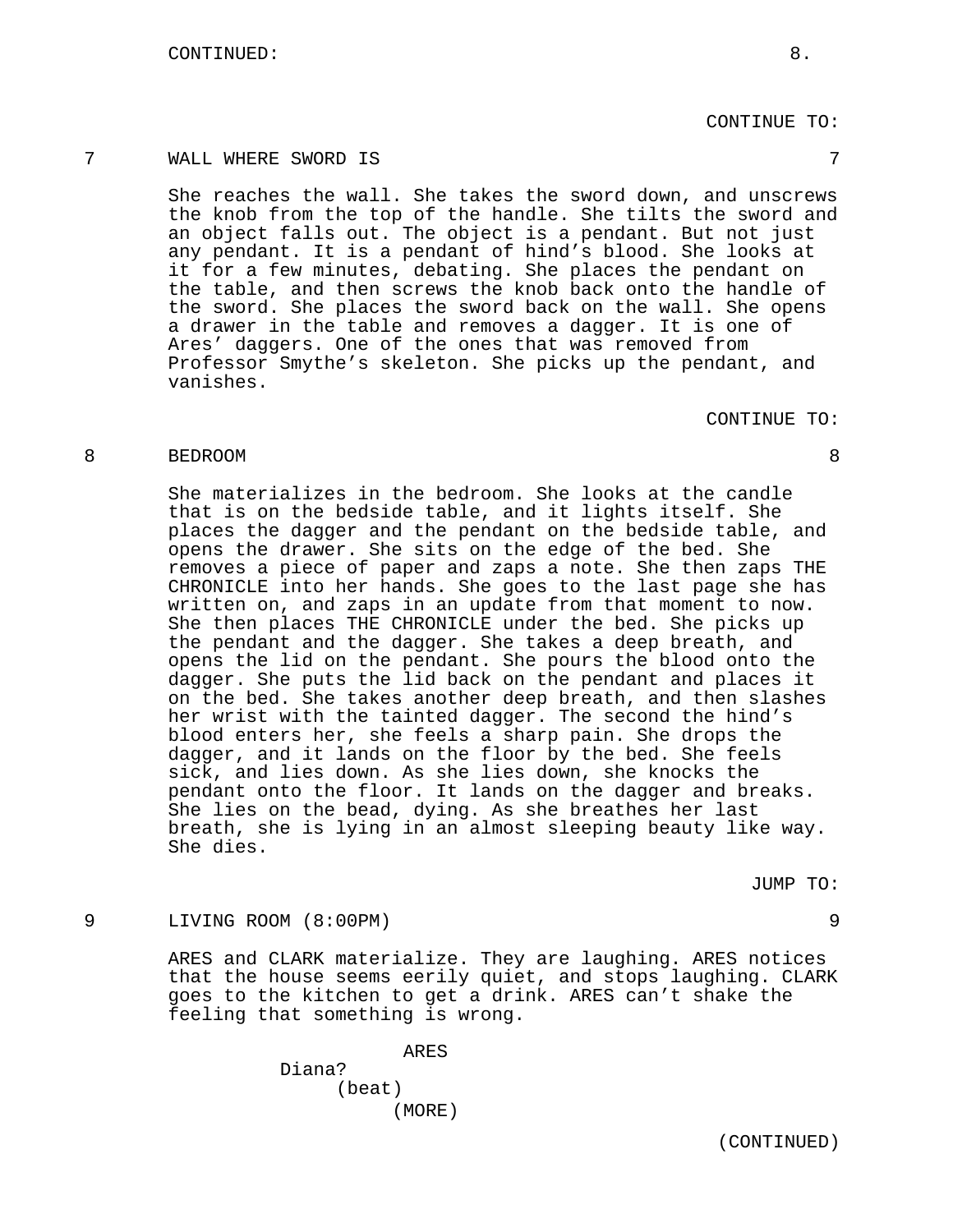CONTINUED:

CONTINUE TO:

7 WALL WHERE SWORD IS 7

She reaches the wall. She takes the sword down, and unscrews the knob from the top of the handle. She tilts the sword and an object falls out. The object is a pendant. But not just any pendant. It is a pendant of hind's blood. She looks at it for a few minutes, debating. She places the pendant on the table, and then screws the knob back onto the handle of the sword. She places the sword back on the wall. She opens a drawer in the table and removes a dagger. It is one of Ares' daggers. One of the ones that was removed from Professor Smythe's skeleton. She picks up the pendant, and vanishes.

CONTINUE TO:

8 BEDROOM 8

She materializes in the bedroom. She looks at the candle that is on the bedside table, and it lights itself. She places the dagger and the pendant on the bedside table, and opens the drawer. She sits on the edge of the bed. She removes a piece of paper and zaps a note. She then zaps THE CHRONICLE into her hands. She goes to the last page she has written on, and zaps in an update from that moment to now. She then places THE CHRONICLE under the bed. She picks up the pendant and the dagger. She takes a deep breath, and opens the lid on the pendant. She pours the blood onto the dagger. She puts the lid back on the pendant and places it on the bed. She takes another deep breath, and then slashes her wrist with the tainted dagger. The second the hind's blood enters her, she feels a sharp pain. She drops the dagger, and it lands on the floor by the bed. She feels sick, and lies down. As she lies down, she knocks the pendant onto the floor. It lands on the dagger and breaks. She lies on the bead, dying. As she breathes her last breath, she is lying in an almost sleeping beauty like way. She dies.

JUMP TO:

9 LIVING ROOM (8:00PM) 9

ARES and CLARK materialize. They are laughing. ARES notices that the house seems eerily quiet, and stops laughing. CLARK goes to the kitchen to get a drink. ARES can't shake the feeling that something is wrong.

ARES
Diana?
(beat)
(MORE)

(CONTINUED)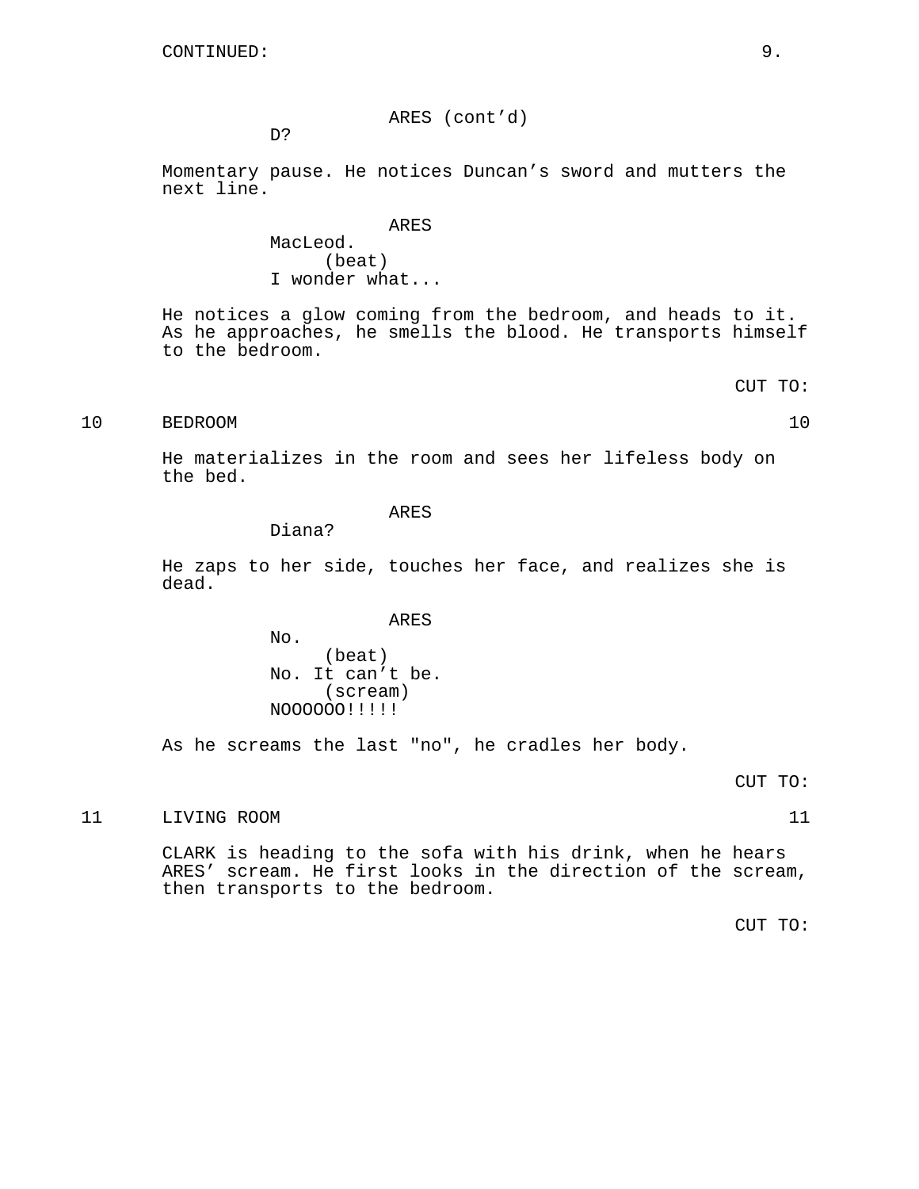ARES (cont'd)
D?

Momentary pause. He notices Duncan's sword and mutters the next line.

ARES
MacLeod.
(beat)
I wonder what...

He notices a glow coming from the bedroom, and heads to it. As he approaches, he smells the blood. He transports himself to the bedroom.

CUT TO:

10 BEDROOM 10

He materializes in the room and sees her lifeless body on the bed.

ARES
Diana?

He zaps to her side, touches her face, and realizes she is dead.

ARES
No.
(beat)
No. It can't be.
(scream)
NOOOOOO!!!!!

As he screams the last "no", he cradles her body.

CUT TO:

11 LIVING ROOM 11

CLARK is heading to the sofa with his drink, when he hears ARES' scream. He first looks in the direction of the scream, then transports to the bedroom.

CUT TO: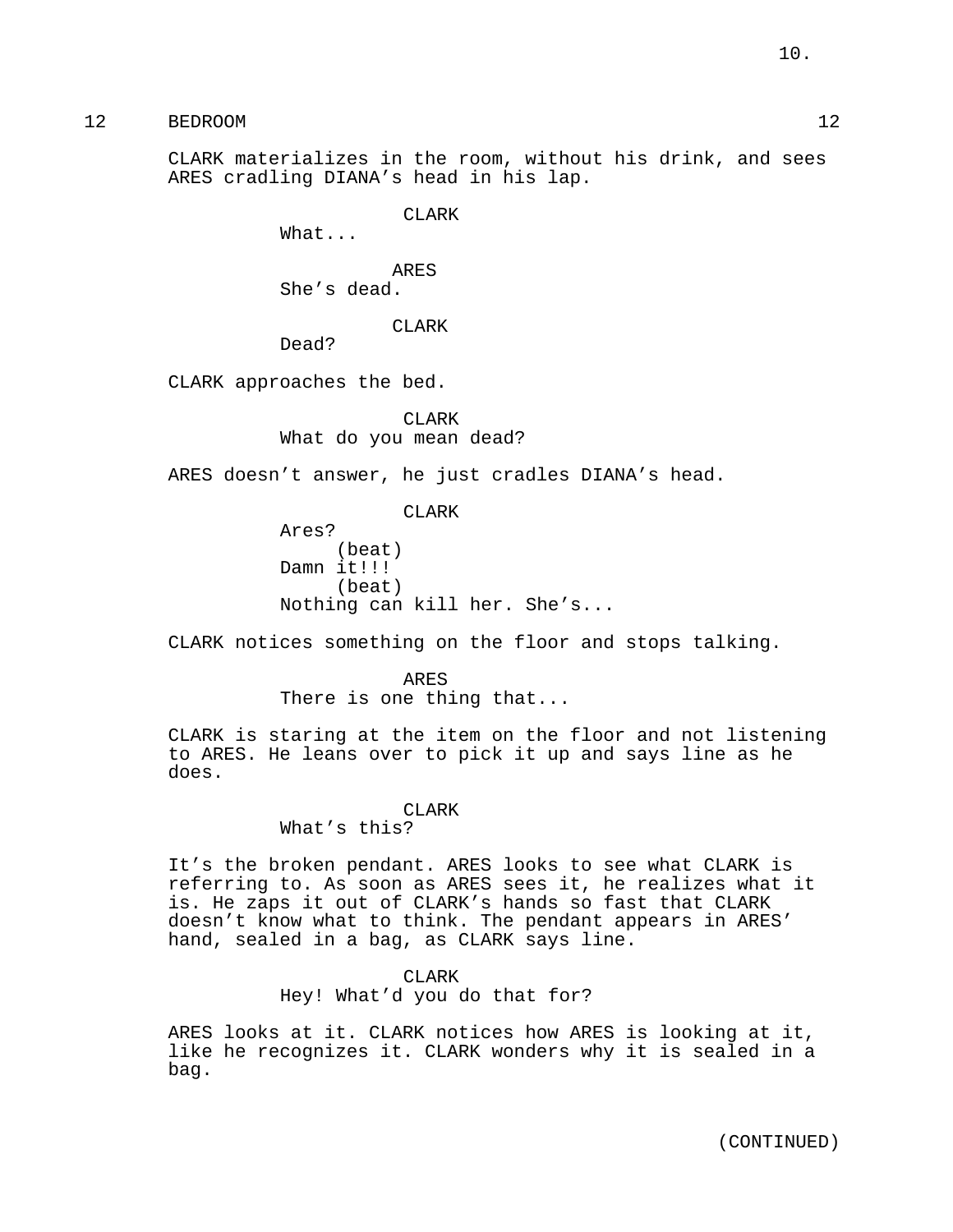12 BEDROOM 12

CLARK materializes in the room, without his drink, and sees ARES cradling DIANA's head in his lap.

CLARK
What...

ARES
She's dead.

CLARK
Dead?

CLARK approaches the bed.

CLARK
What do you mean dead?

ARES doesn't answer, he just cradles DIANA's head.

CLARK
Ares?
(beat)
Damn it!!!
(beat)
Nothing can kill her. She's...

CLARK notices something on the floor and stops talking.

ARES
There is one thing that...

CLARK is staring at the item on the floor and not listening to ARES. He leans over to pick it up and says line as he does.

CLARK
What's this?

It's the broken pendant. ARES looks to see what CLARK is referring to. As soon as ARES sees it, he realizes what it is. He zaps it out of CLARK's hands so fast that CLARK doesn't know what to think. The pendant appears in ARES' hand, sealed in a bag, as CLARK says line.

CLARK
Hey! What'd you do that for?

ARES looks at it. CLARK notices how ARES is looking at it, like he recognizes it. CLARK wonders why it is sealed in a bag.

(CONTINUED)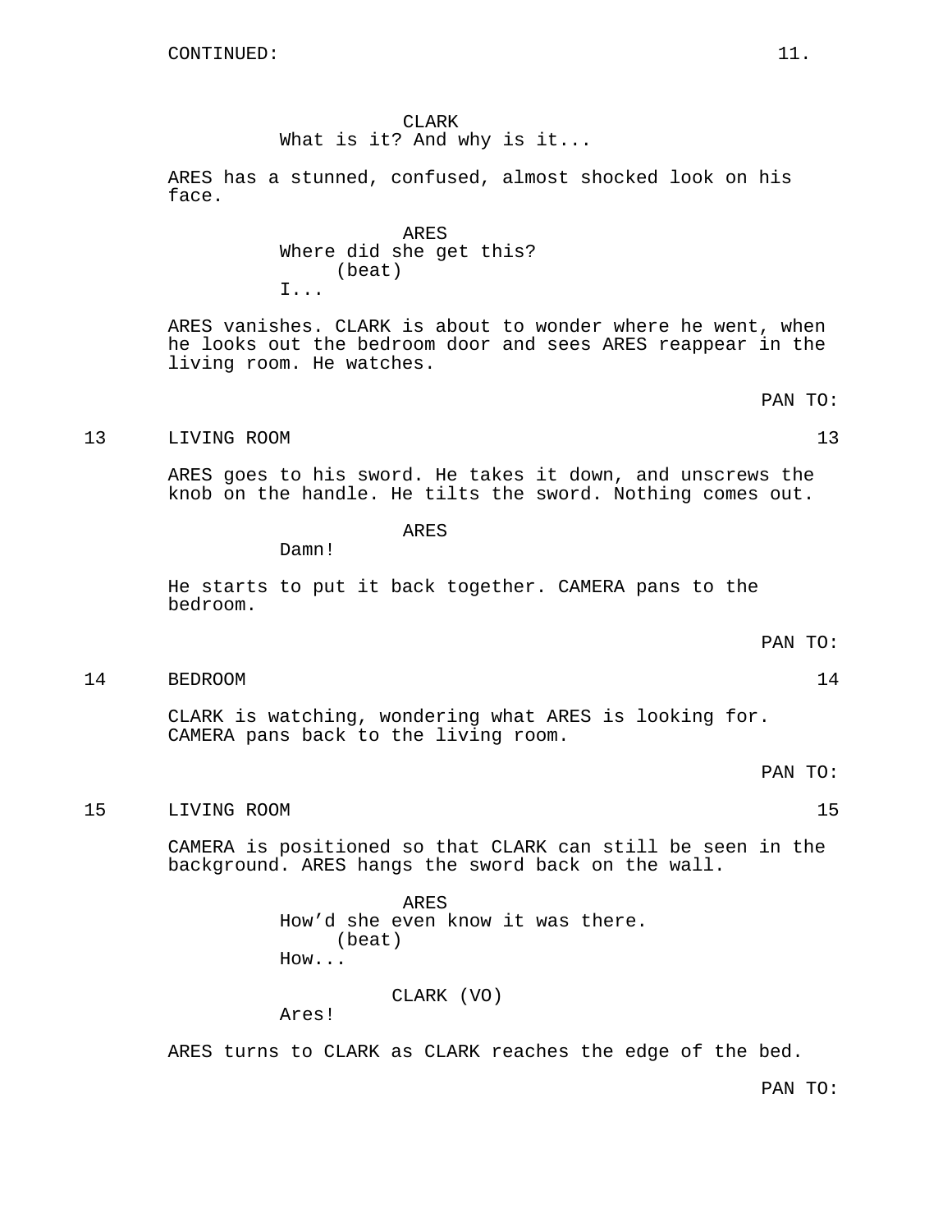CONTINUED:

CLARK
What is it? And why is it...

ARES has a stunned, confused, almost shocked look on his face.

ARES
Where did she get this?
(beat)
I...

ARES vanishes. CLARK is about to wonder where he went, when he looks out the bedroom door and sees ARES reappear in the living room. He watches.

PAN TO:

13 LIVING ROOM 13

ARES goes to his sword. He takes it down, and unscrews the knob on the handle. He tilts the sword. Nothing comes out.

ARES
Damn!

He starts to put it back together. CAMERA pans to the bedroom.

PAN TO:

14 BEDROOM 14

CLARK is watching, wondering what ARES is looking for. CAMERA pans back to the living room.

PAN TO:

15 LIVING ROOM 15

CAMERA is positioned so that CLARK can still be seen in the background. ARES hangs the sword back on the wall.

ARES
How'd she even know it was there.
(beat)
How...

CLARK (VO)
Ares!

ARES turns to CLARK as CLARK reaches the edge of the bed.

PAN TO: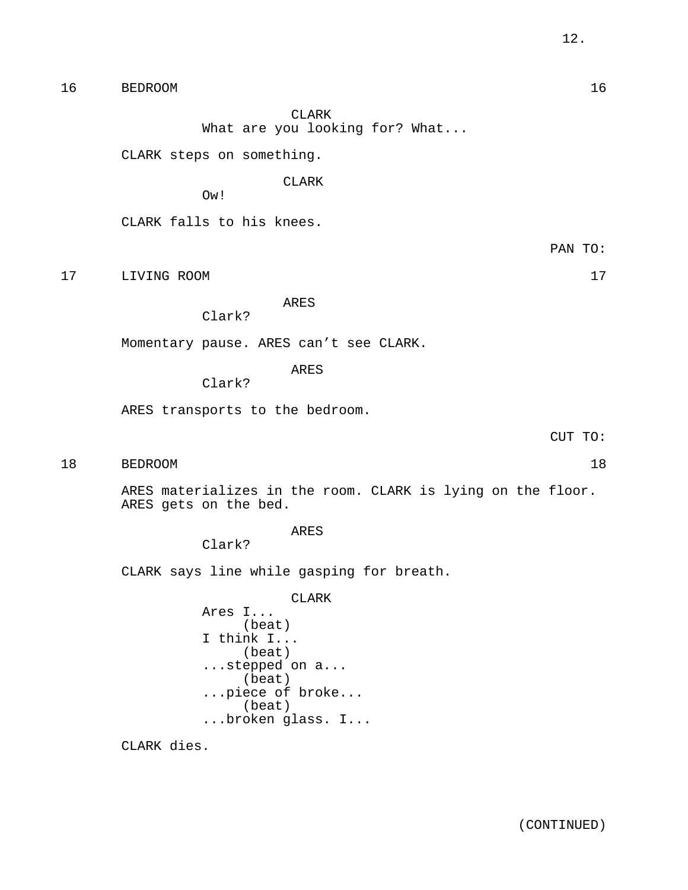16 BEDROOM 16

CLARK
What are you looking for? What...

CLARK steps on something.

CLARK
Ow!

CLARK falls to his knees.

PAN TO:

17 LIVING ROOM 17

ARES
Clark?

Momentary pause. ARES can't see CLARK.

ARES
Clark?

ARES transports to the bedroom.

CUT TO:

18 BEDROOM 18

ARES materializes in the room. CLARK is lying on the floor. ARES gets on the bed.

ARES
Clark?

CLARK says line while gasping for breath.

CLARK
Ares I...
(beat)
I think I...
(beat)
...stepped on a...
(beat)
...piece of broke...
(beat)
...broken glass. I...

CLARK dies.

(CONTINUED)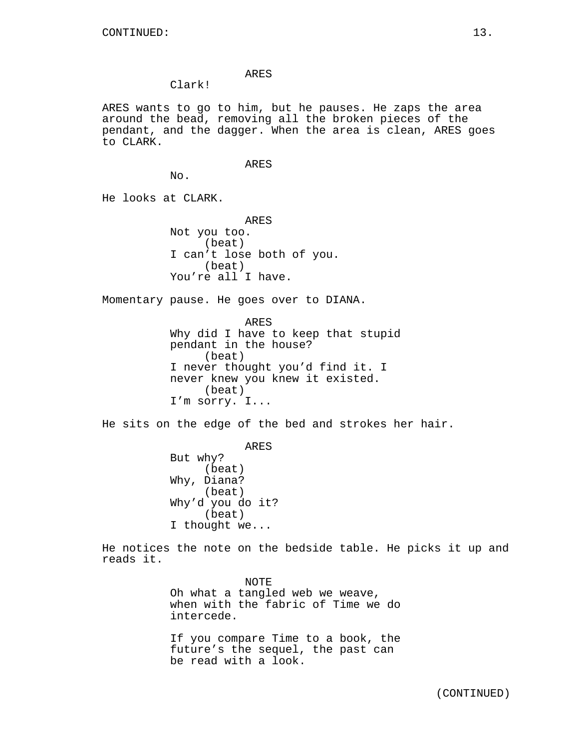CONTINUED:

ARES
Clark!

ARES wants to go to him, but he pauses. He zaps the area around the bead, removing all the broken pieces of the pendant, and the dagger. When the area is clean, ARES goes to CLARK.

ARES
No.

He looks at CLARK.

ARES
Not you too.
(beat)
I can't lose both of you.
(beat)
You're all I have.

Momentary pause. He goes over to DIANA.

ARES
Why did I have to keep that stupid pendant in the house?
(beat)
I never thought you'd find it. I never knew you knew it existed.
(beat)
I'm sorry. I...

He sits on the edge of the bed and strokes her hair.

ARES
But why?
(beat)
Why, Diana?
(beat)
Why'd you do it?
(beat)
I thought we...

He notices the note on the bedside table. He picks it up and reads it.

NOTE
Oh what a tangled web we weave, when with the fabric of Time we do intercede.

If you compare Time to a book, the future's the sequel, the past can be read with a look.

(CONTINUED)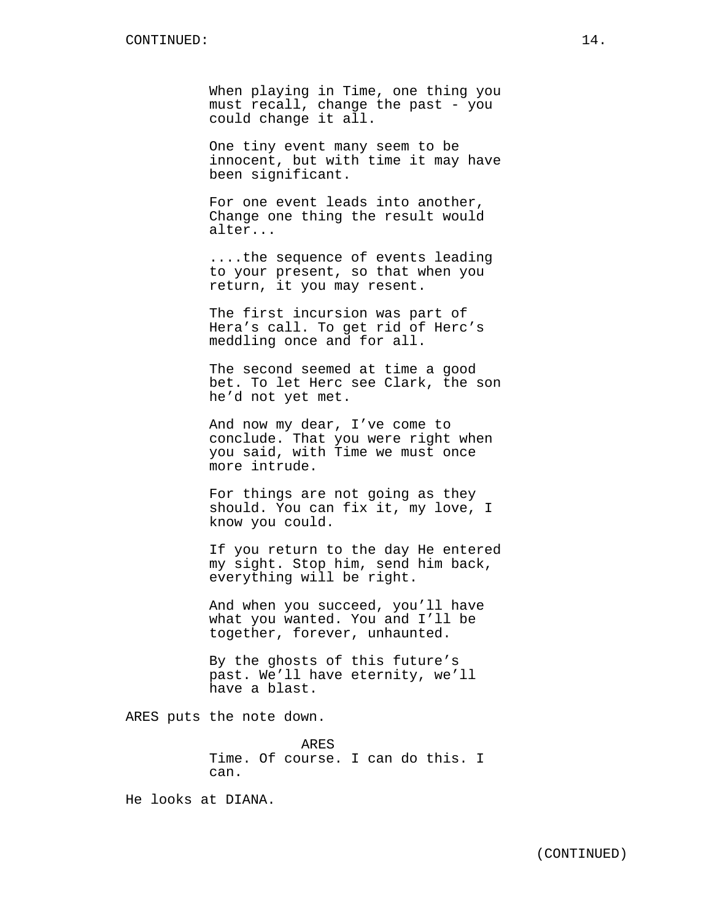When playing in Time, one thing you must recall, change the past - you could change it all.

One tiny event many seem to be innocent, but with time it may have been significant.

For one event leads into another, Change one thing the result would alter...

....the sequence of events leading to your present, so that when you return, it you may resent.

The first incursion was part of Hera's call. To get rid of Herc's meddling once and for all.

The second seemed at time a good bet. To let Herc see Clark, the son he'd not yet met.

And now my dear, I've come to conclude. That you were right when you said, with Time we must once more intrude.

For things are not going as they should. You can fix it, my love, I know you could.

If you return to the day He entered my sight. Stop him, send him back, everything will be right.

And when you succeed, you'll have what you wanted. You and I'll be together, forever, unhaunted.

By the ghosts of this future's past. We'll have eternity, we'll have a blast.

ARES puts the note down.

ARES
Time. Of course. I can do this. I can.

He looks at DIANA.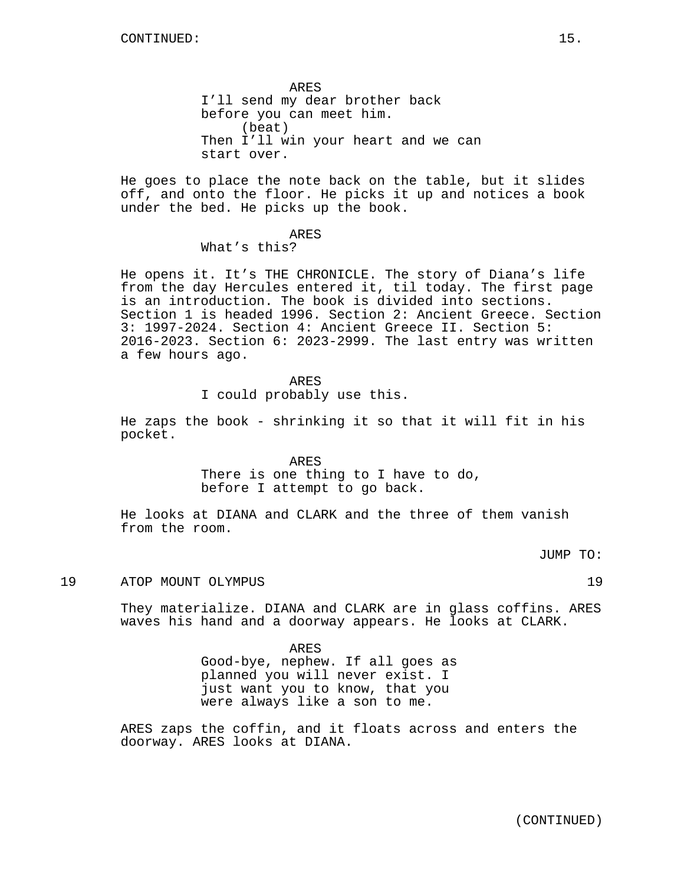ARES
I'll send my dear brother back before you can meet him.
(beat)
Then I'll win your heart and we can start over.

He goes to place the note back on the table, but it slides off, and onto the floor. He picks it up and notices a book under the bed. He picks up the book.

ARES
What's this?

He opens it. It's THE CHRONICLE. The story of Diana's life from the day Hercules entered it, til today. The first page is an introduction. The book is divided into sections. Section 1 is headed 1996. Section 2: Ancient Greece. Section 3: 1997-2024. Section 4: Ancient Greece II. Section 5: 2016-2023. Section 6: 2023-2999. The last entry was written a few hours ago.

ARES
I could probably use this.

He zaps the book - shrinking it so that it will fit in his pocket.

ARES
There is one thing to I have to do, before I attempt to go back.

He looks at DIANA and CLARK and the three of them vanish from the room.

JUMP TO:

19 ATOP MOUNT OLYMPUS 19

They materialize. DIANA and CLARK are in glass coffins. ARES waves his hand and a doorway appears. He looks at CLARK.

ARES
Good-bye, nephew. If all goes as planned you will never exist. I just want you to know, that you were always like a son to me.

ARES zaps the coffin, and it floats across and enters the doorway. ARES looks at DIANA.

(CONTINUED)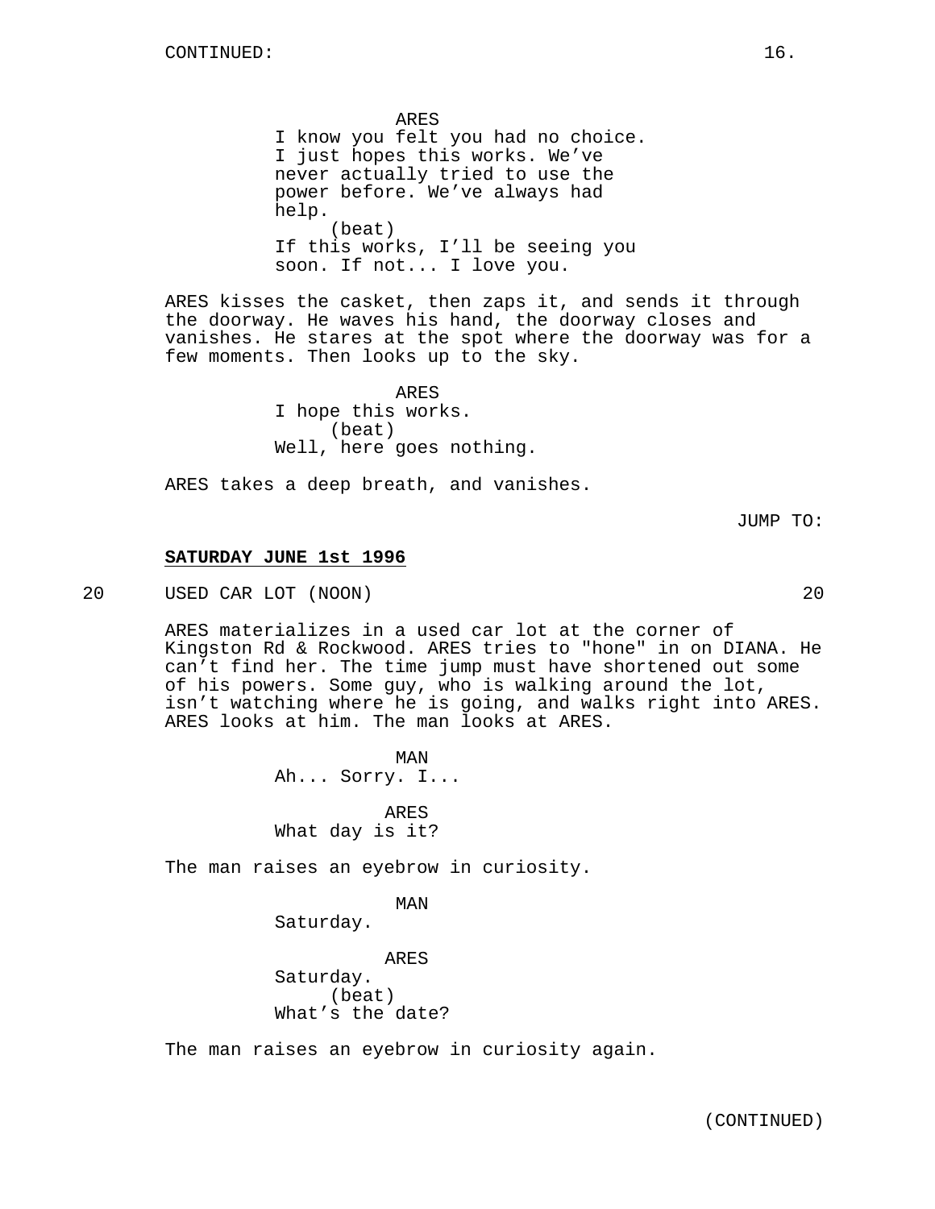CONTINUED:

ARES

I know you felt you had no choice. I just hopes this works. We've never actually tried to use the power before. We've always had help.

(beat)

If this works, I'll be seeing you soon. If not... I love you.

ARES kisses the casket, then zaps it, and sends it through the doorway. He waves his hand, the doorway closes and vanishes. He stares at the spot where the doorway was for a few moments. Then looks up to the sky.

ARES

I hope this works.

(beat)

Well, here goes nothing.

ARES takes a deep breath, and vanishes.

JUMP TO:

**SATURDAY JUNE 1st 1996**

20 USED CAR LOT (NOON) 20

ARES materializes in a used car lot at the corner of Kingston Rd & Rockwood. ARES tries to "hone" in on DIANA. He can't find her. The time jump must have shortened out some of his powers. Some guy, who is walking around the lot, isn't watching where he is going, and walks right into ARES. ARES looks at him. The man looks at ARES.

MAN

Ah... Sorry. I...

ARES

What day is it?

The man raises an eyebrow in curiosity.

MAN

Saturday.

ARES

Saturday.

(beat)

What's the date?

The man raises an eyebrow in curiosity again.

(CONTINUED)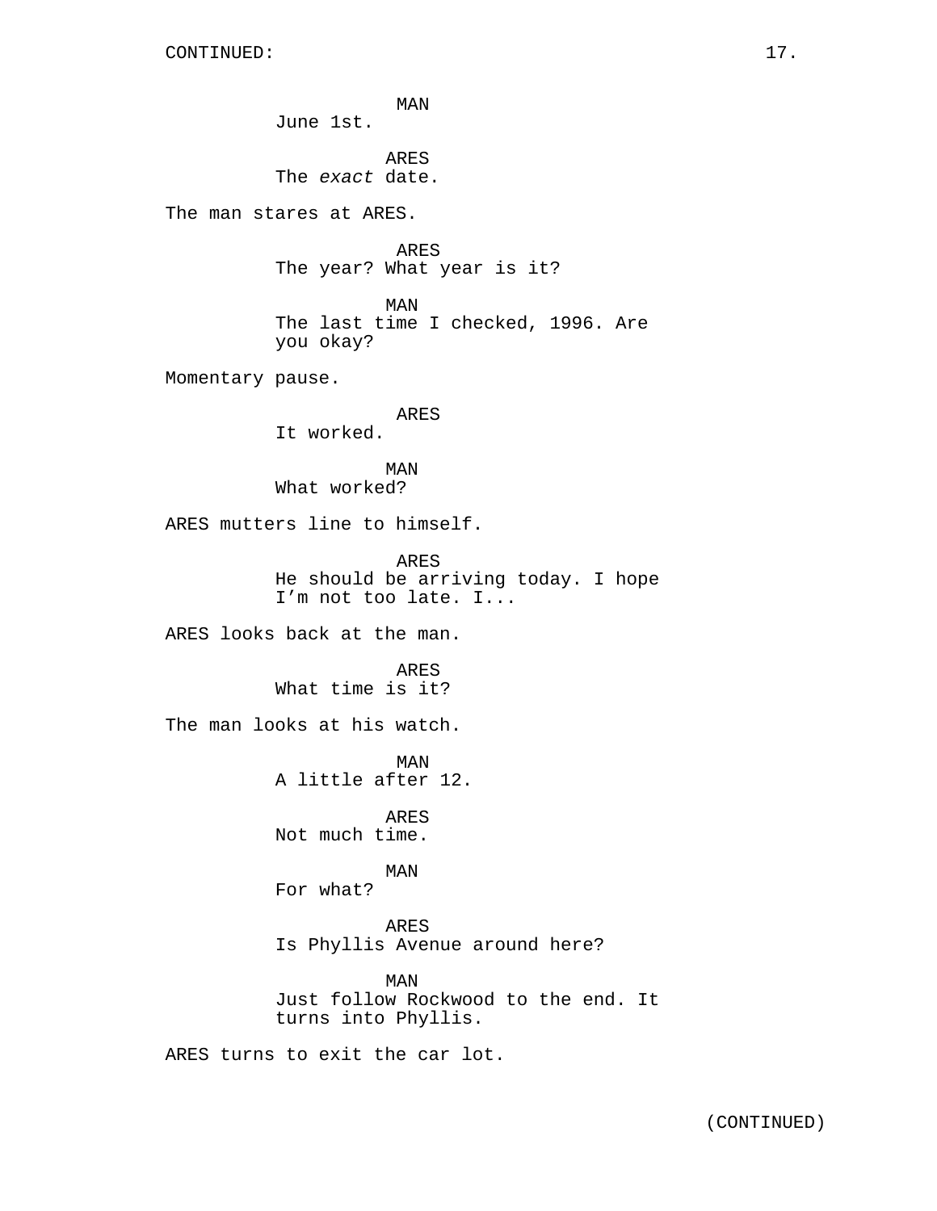CONTINUED:

MAN
June 1st.

ARES
The *exact* date.

The man stares at ARES.

ARES
The year? What year is it?

MAN
The last time I checked, 1996. Are you okay?

Momentary pause.

ARES
It worked.

MAN
What worked?

ARES mutters line to himself.

ARES
He should be arriving today. I hope I'm not too late. I...

ARES looks back at the man.

ARES
What time is it?

The man looks at his watch.

MAN
A little after 12.

ARES
Not much time.

MAN
For what?

ARES
Is Phyllis Avenue around here?

MAN
Just follow Rockwood to the end. It turns into Phyllis.

ARES turns to exit the car lot.

(CONTINUED)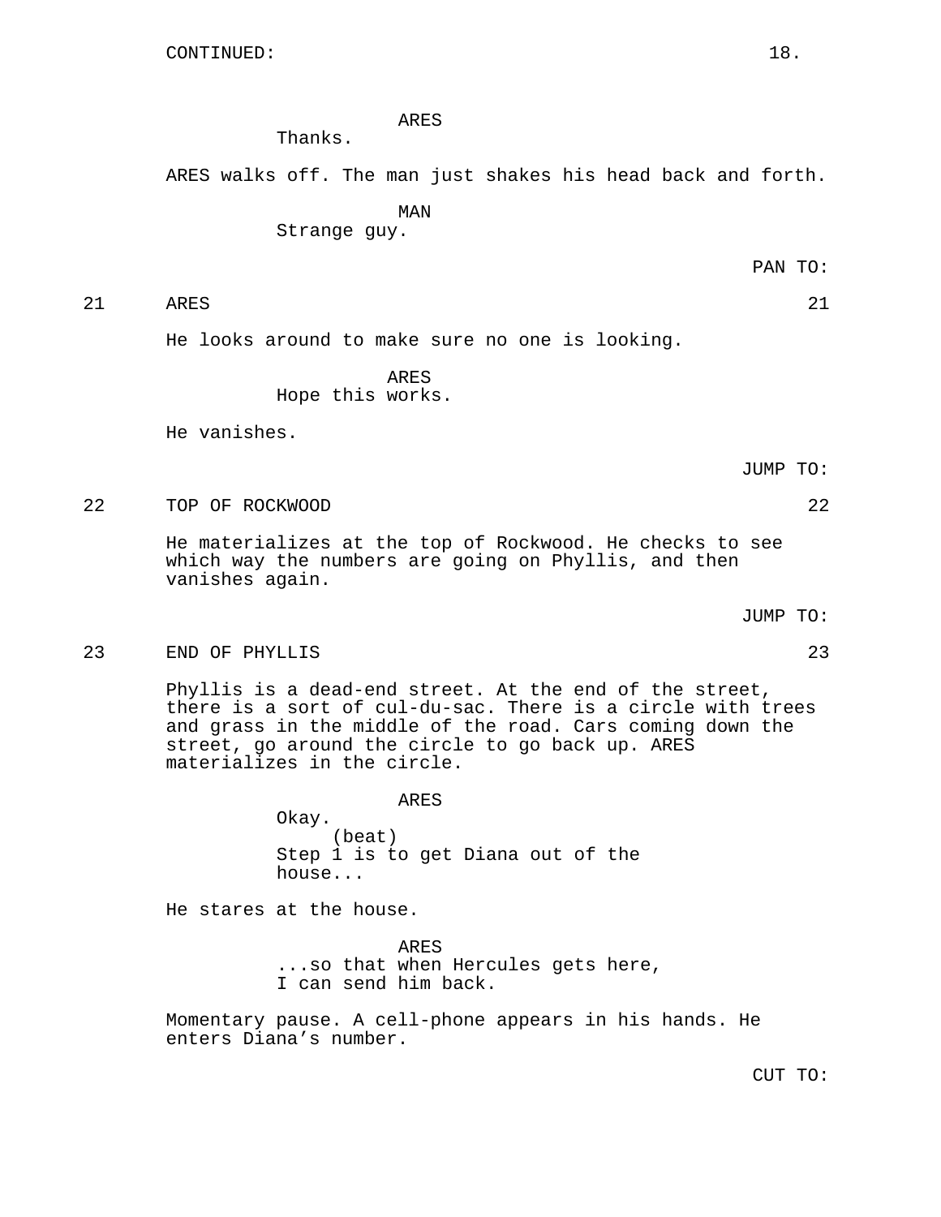CONTINUED:

ARES

Thanks.

ARES walks off. The man just shakes his head back and forth.

MAN

Strange guy.

PAN TO:

21 ARES 21

He looks around to make sure no one is looking.

ARES

Hope this works.

He vanishes.

JUMP TO:

22 TOP OF ROCKWOOD 22

He materializes at the top of Rockwood. He checks to see which way the numbers are going on Phyllis, and then vanishes again.

JUMP TO:

23 END OF PHYLLIS 23

Phyllis is a dead-end street. At the end of the street, there is a sort of cul-du-sac. There is a circle with trees and grass in the middle of the road. Cars coming down the street, go around the circle to go back up. ARES materializes in the circle.

ARES

Okay.

(beat)

Step 1 is to get Diana out of the house...

He stares at the house.

ARES

...so that when Hercules gets here, I can send him back.

Momentary pause. A cell-phone appears in his hands. He enters Diana's number.

CUT TO: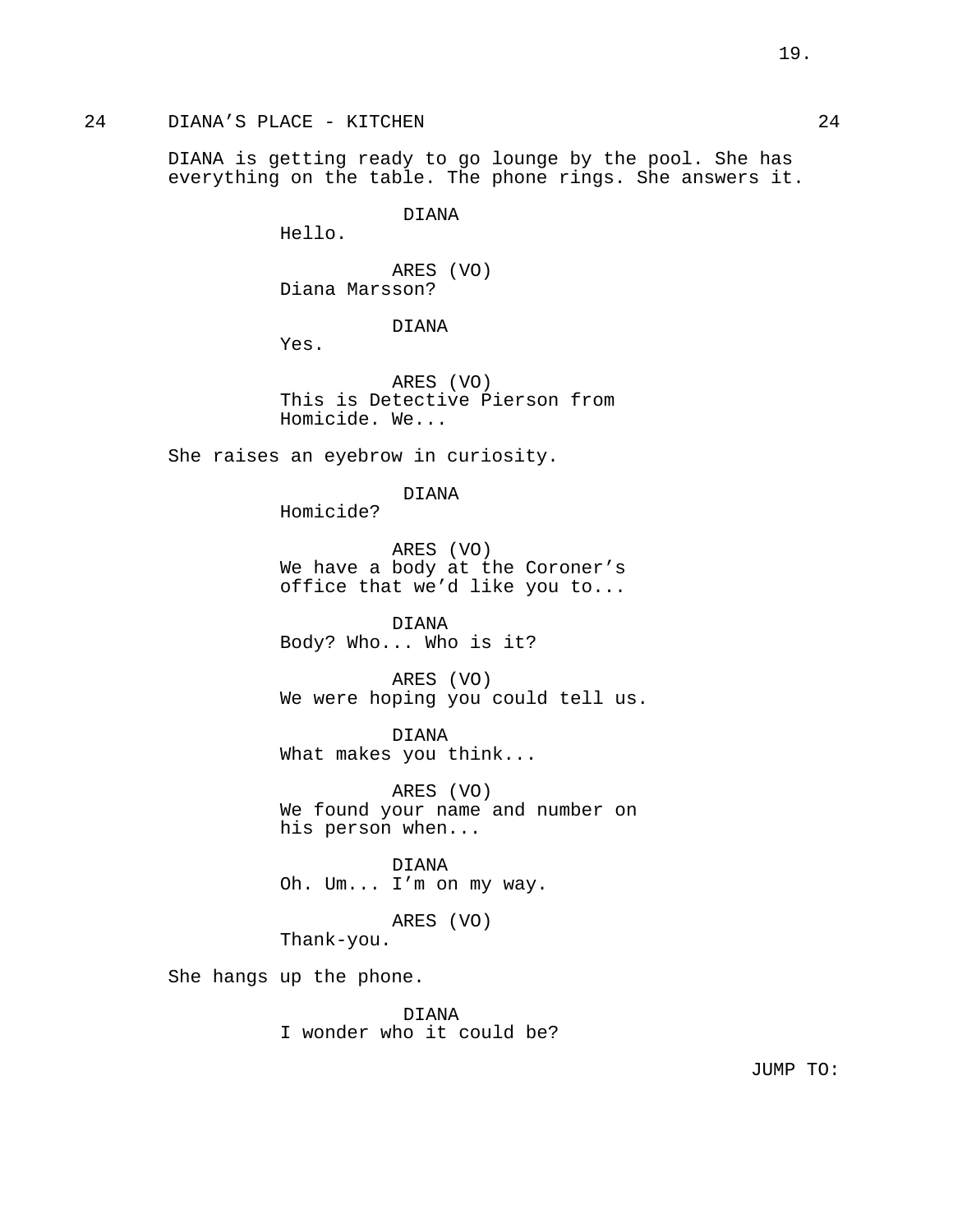24 DIANA'S PLACE - KITCHEN 24

DIANA is getting ready to go lounge by the pool. She has everything on the table. The phone rings. She answers it.

DIANA
Hello.

ARES (VO)
Diana Marsson?

DIANA
Yes.

ARES (VO)
This is Detective Pierson from Homicide. We...

She raises an eyebrow in curiosity.

DIANA
Homicide?

ARES (VO)
We have a body at the Coroner's office that we'd like you to...

DIANA
Body? Who... Who is it?

ARES (VO)
We were hoping you could tell us.

DIANA
What makes you think...

ARES (VO)
We found your name and number on his person when...

DIANA
Oh. Um... I'm on my way.

ARES (VO)
Thank-you.

She hangs up the phone.

DIANA
I wonder who it could be?

JUMP TO: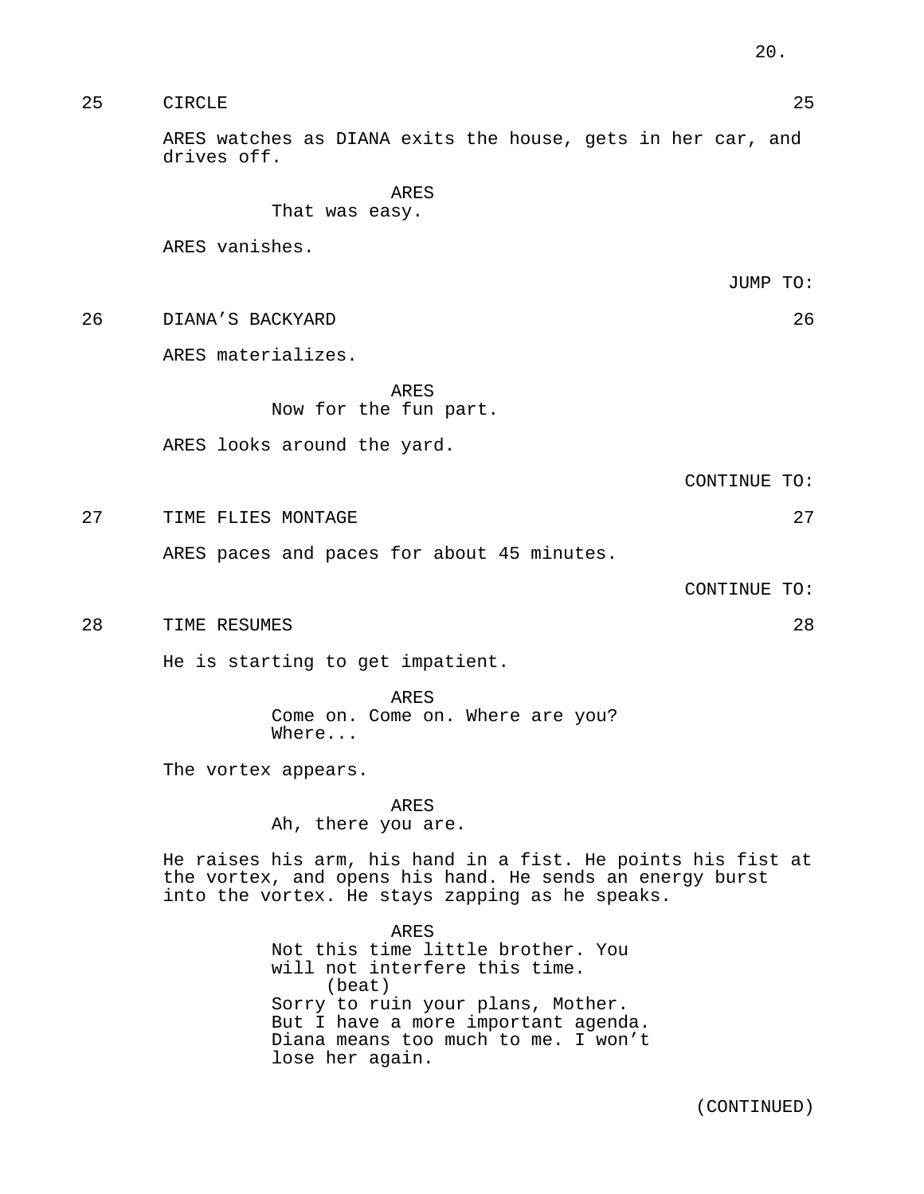25 CIRCLE 25

ARES watches as DIANA exits the house, gets in her car, and drives off.

ARES
That was easy.

ARES vanishes.

JUMP TO:

26 DIANA’S BACKYARD 26

ARES materializes.

ARES
Now for the fun part.

ARES looks around the yard.

CONTINUE TO:

27 TIME FLIES MONTAGE 27

ARES paces and paces for about 45 minutes.

CONTINUE TO:

28 TIME RESUMES 28

He is starting to get impatient.

ARES
Come on. Come on. Where are you? Where...

The vortex appears.

ARES
Ah, there you are.

He raises his arm, his hand in a fist. He points his fist at the vortex, and opens his hand. He sends an energy burst into the vortex. He stays zapping as he speaks.

ARES
Not this time little brother. You will not interfere this time.
(beat)
Sorry to ruin your plans, Mother. But I have a more important agenda. Diana means too much to me. I won’t lose her again.

(CONTINUED)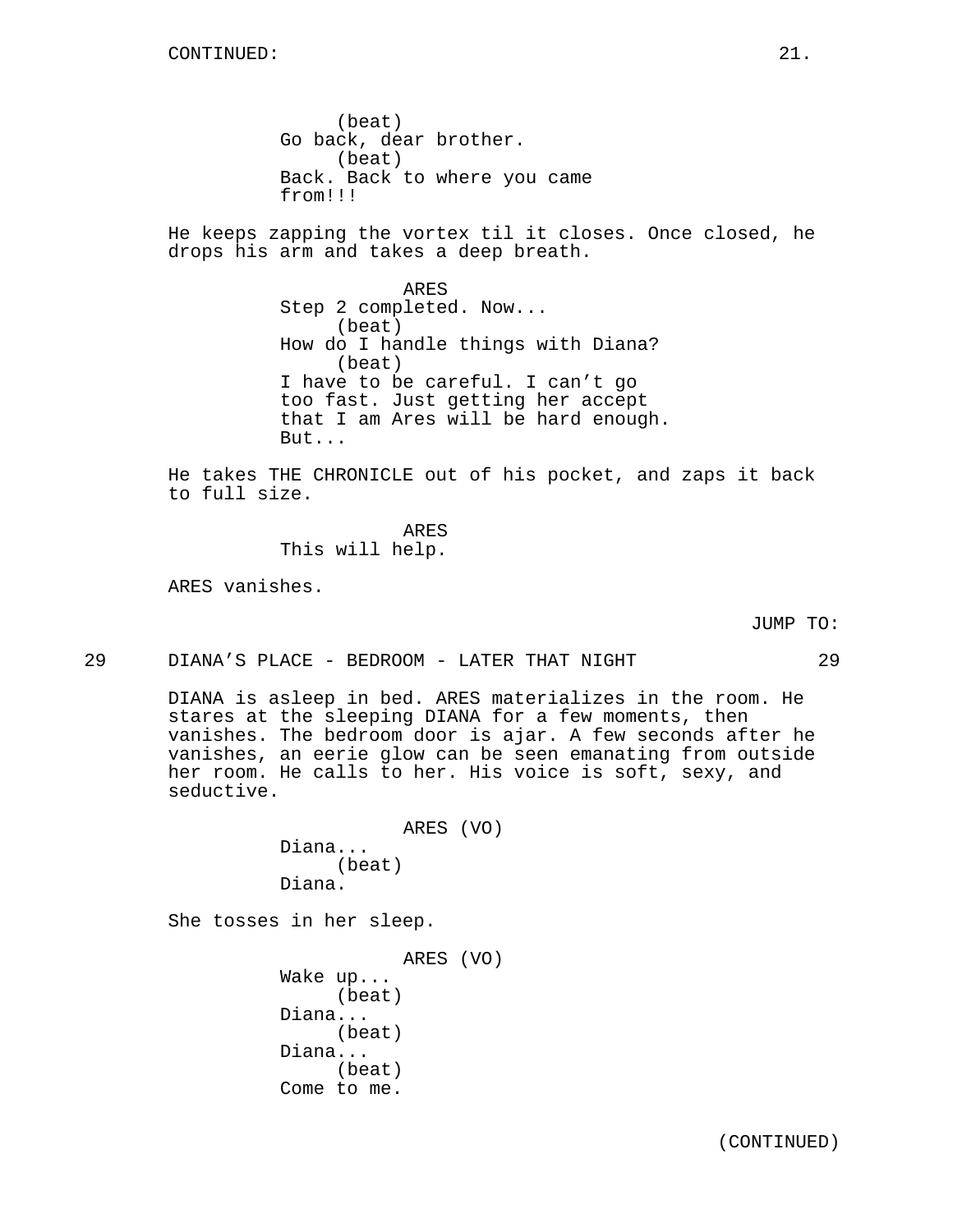CONTINUED:

(beat)
Go back, dear brother.
(beat)
Back. Back to where you came from!!!

He keeps zapping the vortex til it closes. Once closed, he drops his arm and takes a deep breath.

ARES
Step 2 completed. Now...
(beat)
How do I handle things with Diana?
(beat)
I have to be careful. I can't go too fast. Just getting her accept that I am Ares will be hard enough. But...

He takes THE CHRONICLE out of his pocket, and zaps it back to full size.

ARES
This will help.

ARES vanishes.

JUMP TO:

29 DIANA'S PLACE - BEDROOM - LATER THAT NIGHT 29

DIANA is asleep in bed. ARES materializes in the room. He stares at the sleeping DIANA for a few moments, then vanishes. The bedroom door is ajar. A few seconds after he vanishes, an eerie glow can be seen emanating from outside her room. He calls to her. His voice is soft, sexy, and seductive.

ARES (VO)
Diana...
(beat)
Diana.

She tosses in her sleep.

ARES (VO)
Wake up...
(beat)
Diana...
(beat)
Diana...
(beat)
Come to me.

(CONTINUED)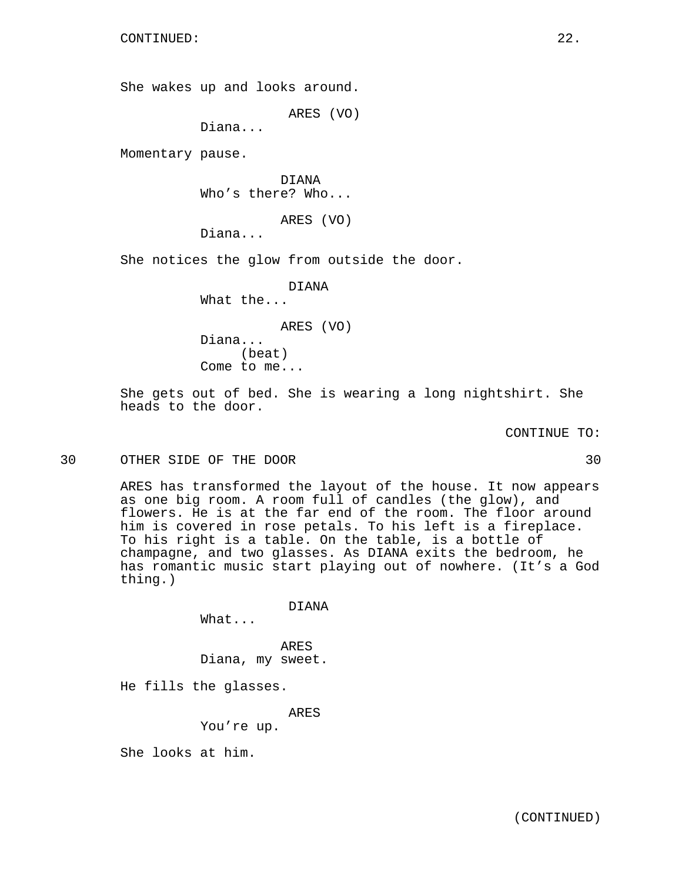CONTINUED:

She wakes up and looks around.

ARES (VO)
Diana...

Momentary pause.

DIANA
Who's there? Who...

ARES (VO)
Diana...

She notices the glow from outside the door.

DIANA
What the...

ARES (VO)
Diana...
(beat)
Come to me...

She gets out of bed. She is wearing a long nightshirt. She heads to the door.

CONTINUE TO:

30 OTHER SIDE OF THE DOOR 30

ARES has transformed the layout of the house. It now appears as one big room. A room full of candles (the glow), and flowers. He is at the far end of the room. The floor around him is covered in rose petals. To his left is a fireplace. To his right is a table. On the table, is a bottle of champagne, and two glasses. As DIANA exits the bedroom, he has romantic music start playing out of nowhere. (It's a God thing.)

DIANA
What...

ARES
Diana, my sweet.

He fills the glasses.

ARES
You're up.

She looks at him.

(CONTINUED)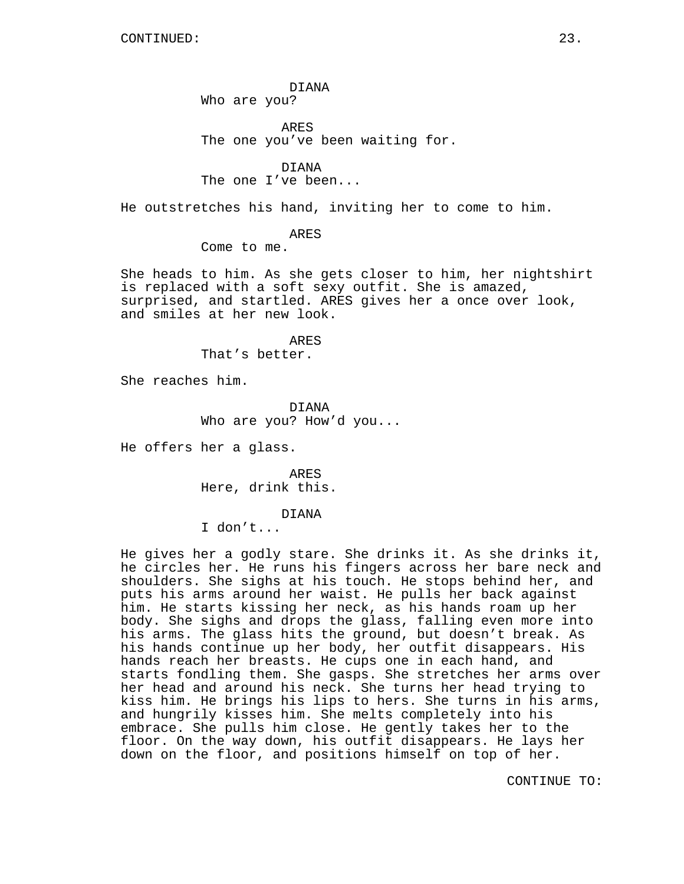CONTINUED:

DIANA
Who are you?

ARES
The one you've been waiting for.

DIANA
The one I've been...

He outstretches his hand, inviting her to come to him.

ARES
Come to me.

She heads to him. As she gets closer to him, her nightshirt is replaced with a soft sexy outfit. She is amazed, surprised, and startled. ARES gives her a once over look, and smiles at her new look.

ARES
That's better.

She reaches him.

DIANA
Who are you? How'd you...

He offers her a glass.

ARES
Here, drink this.

DIANA
I don't...

He gives her a godly stare. She drinks it. As she drinks it, he circles her. He runs his fingers across her bare neck and shoulders. She sighs at his touch. He stops behind her, and puts his arms around her waist. He pulls her back against him. He starts kissing her neck, as his hands roam up her body. She sighs and drops the glass, falling even more into his arms. The glass hits the ground, but doesn't break. As his hands continue up her body, her outfit disappears. His hands reach her breasts. He cups one in each hand, and starts fondling them. She gasps. She stretches her arms over her head and around his neck. She turns her head trying to kiss him. He brings his lips to hers. She turns in his arms, and hungrily kisses him. She melts completely into his embrace. She pulls him close. He gently takes her to the floor. On the way down, his outfit disappears. He lays her down on the floor, and positions himself on top of her.

CONTINUE TO: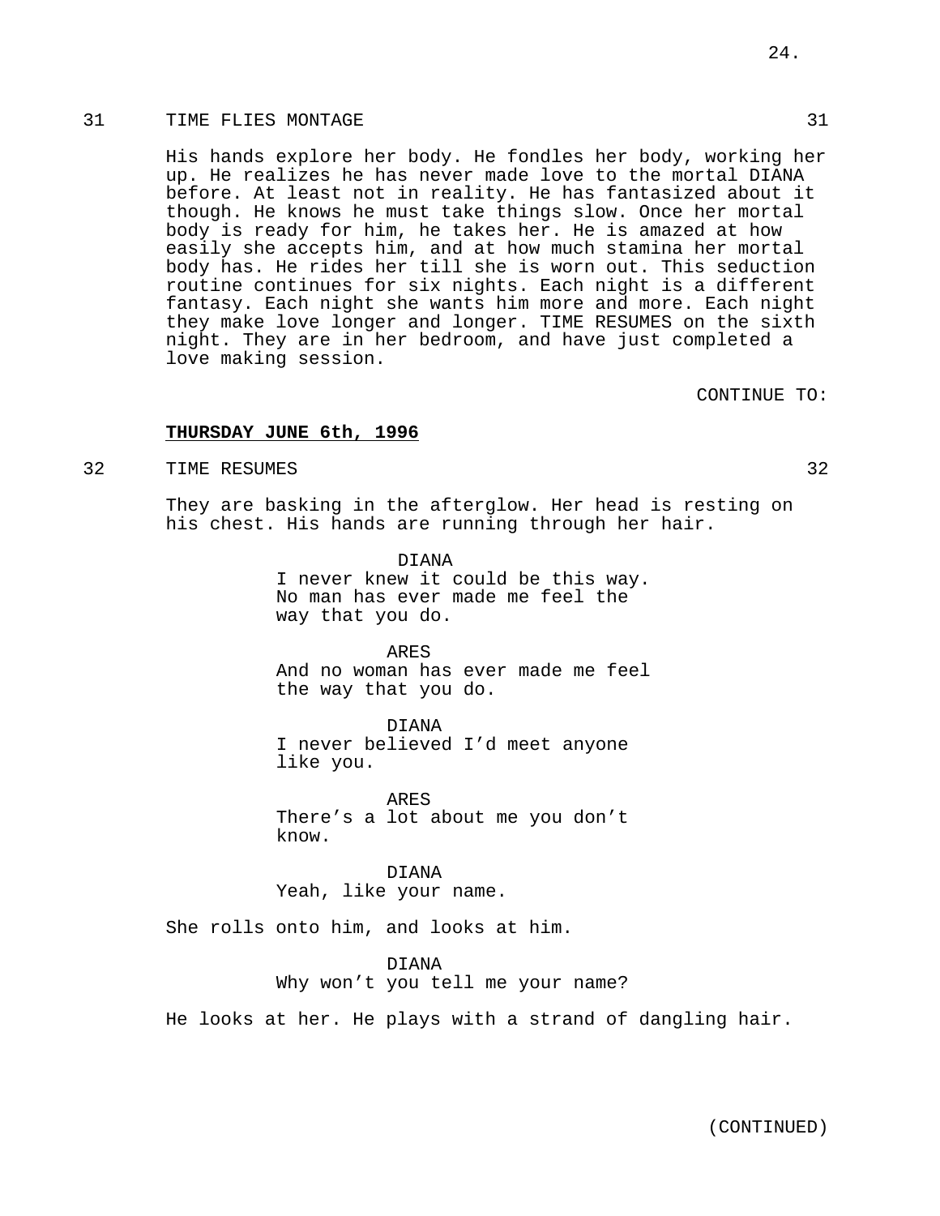31 TIME FLIES MONTAGE 31

His hands explore her body. He fondles her body, working her up. He realizes he has never made love to the mortal DIANA before. At least not in reality. He has fantasized about it though. He knows he must take things slow. Once her mortal body is ready for him, he takes her. He is amazed at how easily she accepts him, and at how much stamina her mortal body has. He rides her till she is worn out. This seduction routine continues for six nights. Each night is a different fantasy. Each night she wants him more and more. Each night they make love longer and longer. TIME RESUMES on the sixth night. They are in her bedroom, and have just completed a love making session.

CONTINUE TO:

**THURSDAY JUNE 6th, 1996**

32 TIME RESUMES 32

They are basking in the afterglow. Her head is resting on his chest. His hands are running through her hair.

DIANA
I never knew it could be this way. No man has ever made me feel the way that you do.

ARES
And no woman has ever made me feel the way that you do.

DIANA
I never believed I'd meet anyone like you.

ARES
There's a lot about me you don't know.

DIANA
Yeah, like your name.

She rolls onto him, and looks at him.

DIANA
Why won't you tell me your name?

He looks at her. He plays with a strand of dangling hair.

(CONTINUED)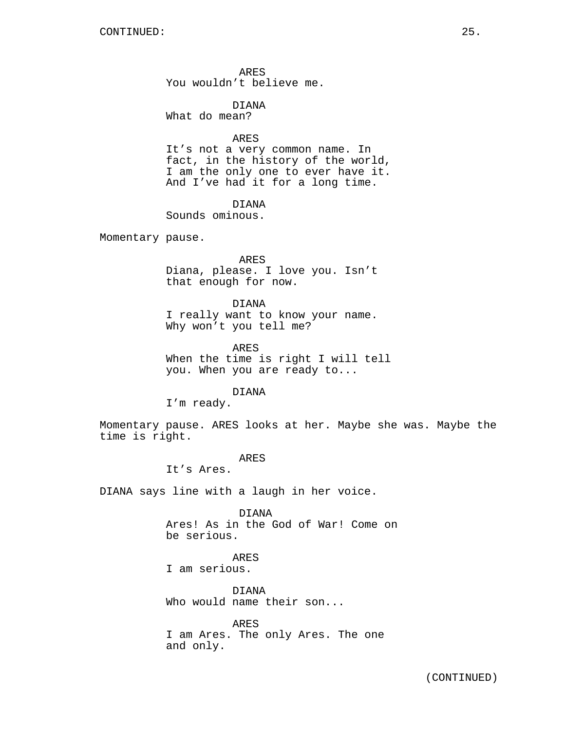ARES
You wouldn't believe me.

DIANA
What do mean?

ARES
It's not a very common name. In fact, in the history of the world, I am the only one to ever have it. And I've had it for a long time.

DIANA
Sounds ominous.

Momentary pause.

ARES
Diana, please. I love you. Isn't that enough for now.

DIANA
I really want to know your name. Why won't you tell me?

ARES
When the time is right I will tell you. When you are ready to...

DIANA
I'm ready.

Momentary pause. ARES looks at her. Maybe she was. Maybe the time is right.

ARES
It's Ares.

DIANA says line with a laugh in her voice.

DIANA
Ares! As in the God of War! Come on be serious.

ARES
I am serious.

DIANA
Who would name their son...

ARES
I am Ares. The only Ares. The one and only.

(CONTINUED)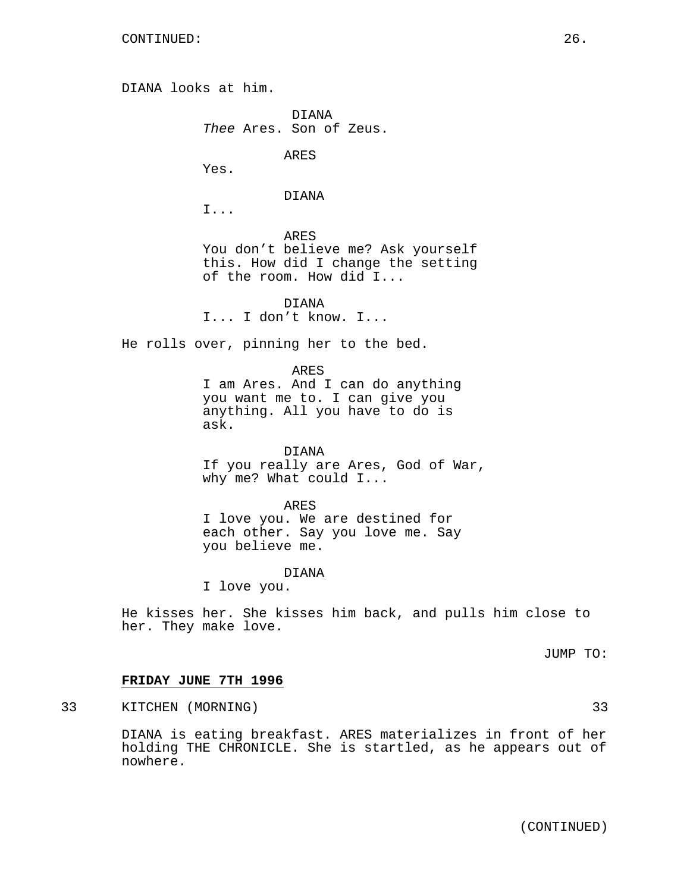DIANA looks at him.

DIANA
*Thee* Ares. Son of Zeus.

ARES
Yes.

DIANA
I...

ARES
You don't believe me? Ask yourself this. How did I change the setting of the room. How did I...

DIANA
I... I don't know. I...

He rolls over, pinning her to the bed.

ARES
I am Ares. And I can do anything you want me to. I can give you anything. All you have to do is ask.

DIANA
If you really are Ares, God of War, why me? What could I...

ARES
I love you. We are destined for each other. Say you love me. Say you believe me.

DIANA
I love you.

He kisses her. She kisses him back, and pulls him close to her. They make love.

JUMP TO:

**FRIDAY JUNE 7TH 1996**

33 KITCHEN (MORNING) 33

DIANA is eating breakfast. ARES materializes in front of her holding THE CHRONICLE. She is startled, as he appears out of nowhere.

(CONTINUED)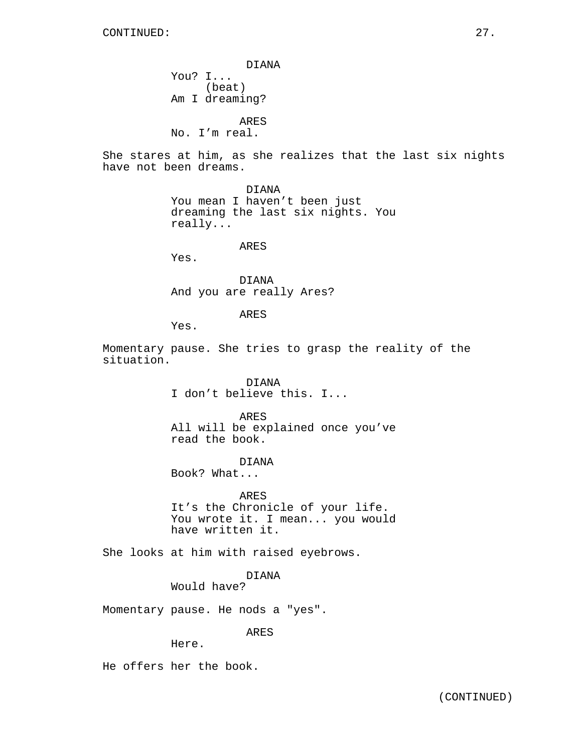DIANA
You? I...
(beat)
Am I dreaming?

ARES
No. I’m real.

She stares at him, as she realizes that the last six nights have not been dreams.

DIANA
You mean I haven’t been just dreaming the last six nights. You really...

ARES
Yes.

DIANA
And you are really Ares?

ARES
Yes.

Momentary pause. She tries to grasp the reality of the situation.

DIANA
I don’t believe this. I...

ARES
All will be explained once you’ve read the book.

DIANA
Book? What...

ARES
It’s the Chronicle of your life. You wrote it. I mean... you would have written it.

She looks at him with raised eyebrows.

DIANA
Would have?

Momentary pause. He nods a "yes".

ARES
Here.

He offers her the book.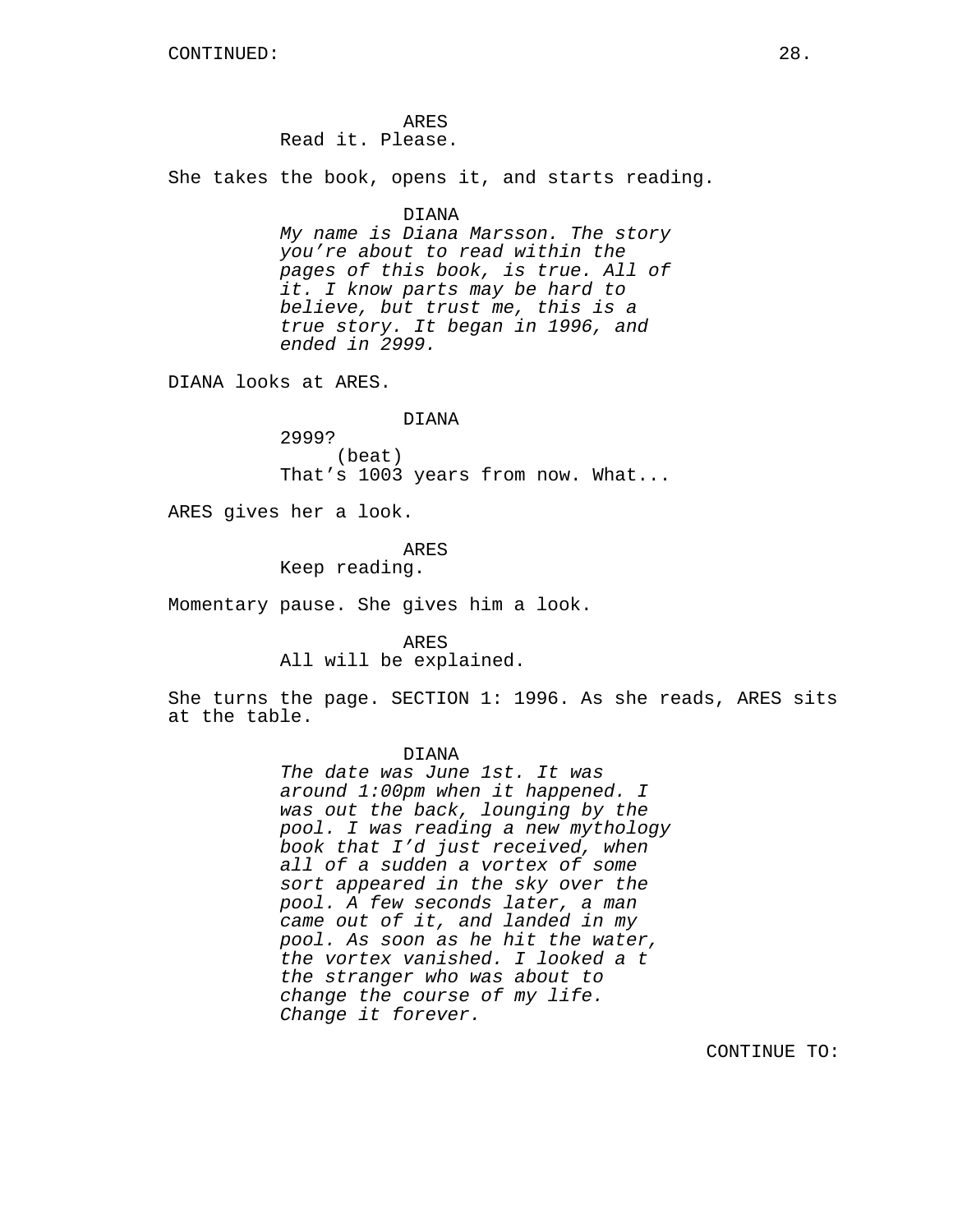CONTINUED:

ARES
Read it. Please.

She takes the book, opens it, and starts reading.

DIANA
*My name is Diana Marsson. The story you're about to read within the pages of this book, is true. All of it. I know parts may be hard to believe, but trust me, this is a true story. It began in 1996, and ended in 2999.*

DIANA looks at ARES.

DIANA
2999?
(beat)
That's 1003 years from now. What...

ARES gives her a look.

ARES
Keep reading.

Momentary pause. She gives him a look.

ARES
All will be explained.

She turns the page. SECTION 1: 1996. As she reads, ARES sits at the table.

DIANA
*The date was June 1st. It was around 1:00pm when it happened. I was out the back, lounging by the pool. I was reading a new mythology book that I'd just received, when all of a sudden a vortex of some sort appeared in the sky over the pool. A few seconds later, a man came out of it, and landed in my pool. As soon as he hit the water, the vortex vanished. I looked a t the stranger who was about to change the course of my life. Change it forever.*

CONTINUE TO: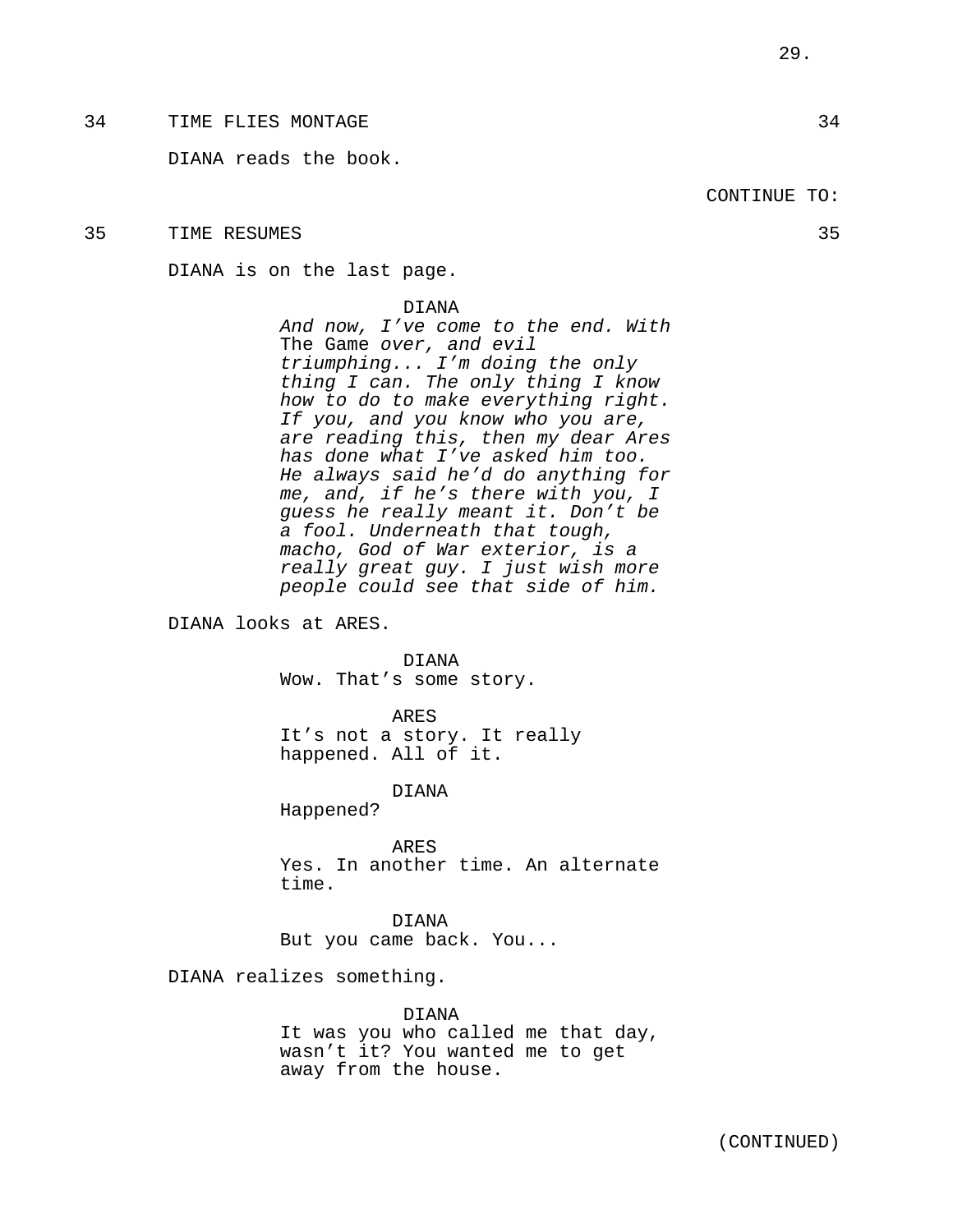34 TIME FLIES MONTAGE 34

DIANA reads the book.

CONTINUE TO:

35 TIME RESUMES 35

DIANA is on the last page.

DIANA
*And now, I've come to the end. With* The Game *over, and evil triumphing... I'm doing the only thing I can. The only thing I know how to do to make everything right. If you, and you know who you are, are reading this, then my dear Ares has done what I've asked him too. He always said he'd do anything for me, and, if he's there with you, I guess he really meant it. Don't be a fool. Underneath that tough, macho, God of War exterior, is a really great guy. I just wish more people could see that side of him.*

DIANA looks at ARES.

DIANA
Wow. That's some story.

ARES
It's not a story. It really happened. All of it.

DIANA
Happened?

ARES
Yes. In another time. An alternate time.

DIANA
But you came back. You...

DIANA realizes something.

DIANA
It was you who called me that day, wasn't it? You wanted me to get away from the house.

(CONTINUED)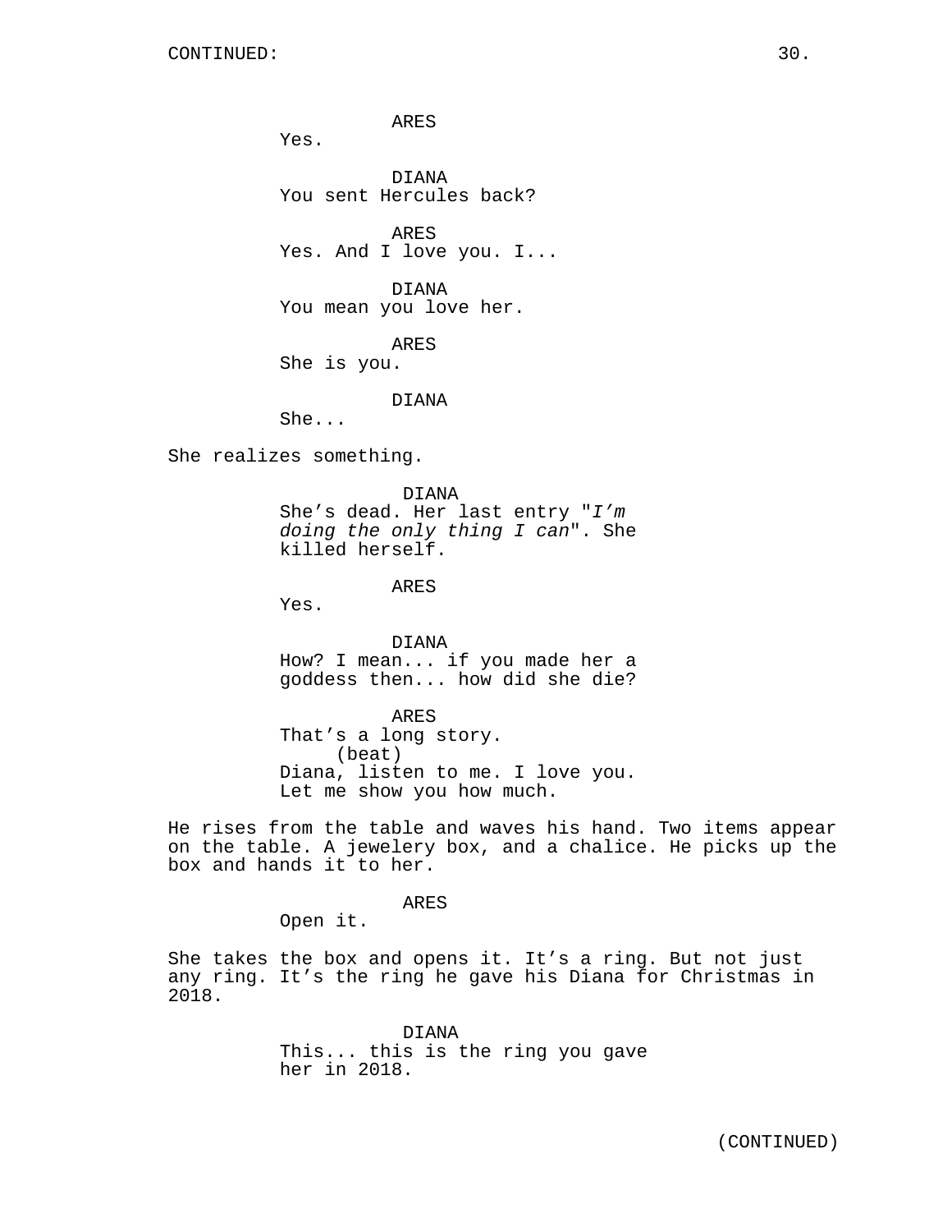ARES
Yes.

DIANA
You sent Hercules back?

ARES
Yes. And I love you. I...

DIANA
You mean you love her.

ARES
She is you.

DIANA
She...

She realizes something.

DIANA
She's dead. Her last entry "*I'm doing the only thing I can*". She killed herself.

ARES
Yes.

DIANA
How? I mean... if you made her a goddess then... how did she die?

ARES
That's a long story.
(beat)
Diana, listen to me. I love you. Let me show you how much.

He rises from the table and waves his hand. Two items appear on the table. A jewelery box, and a chalice. He picks up the box and hands it to her.

ARES
Open it.

She takes the box and opens it. It's a ring. But not just any ring. It's the ring he gave his Diana for Christmas in 2018.

DIANA
This... this is the ring you gave her in 2018.

(CONTINUED)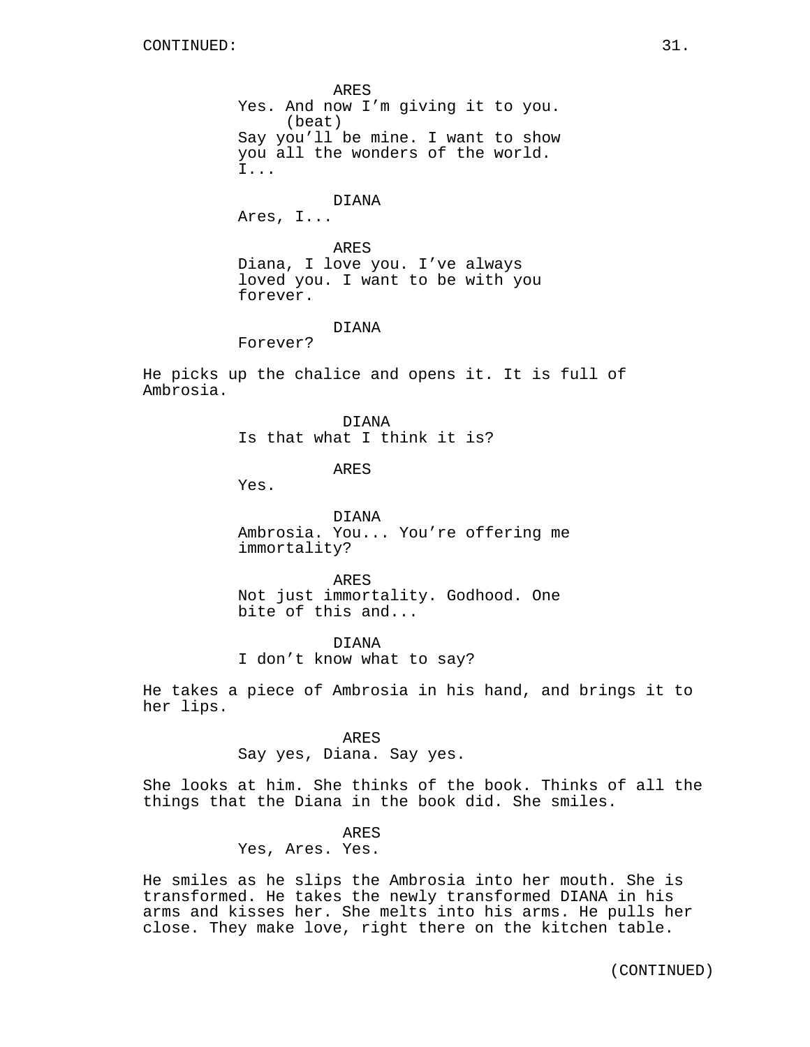CONTINUED:

ARES
Yes. And now I'm giving it to you.
(beat)
Say you'll be mine. I want to show you all the wonders of the world. I...

DIANA
Ares, I...

ARES
Diana, I love you. I've always loved you. I want to be with you forever.

DIANA
Forever?

He picks up the chalice and opens it. It is full of Ambrosia.

DIANA
Is that what I think it is?

ARES
Yes.

DIANA
Ambrosia. You... You're offering me immortality?

ARES
Not just immortality. Godhood. One bite of this and...

DIANA
I don't know what to say?

He takes a piece of Ambrosia in his hand, and brings it to her lips.

ARES
Say yes, Diana. Say yes.

She looks at him. She thinks of the book. Thinks of all the things that the Diana in the book did. She smiles.

ARES
Yes, Ares. Yes.

He smiles as he slips the Ambrosia into her mouth. She is transformed. He takes the newly transformed DIANA in his arms and kisses her. She melts into his arms. He pulls her close. They make love, right there on the kitchen table.

(CONTINUED)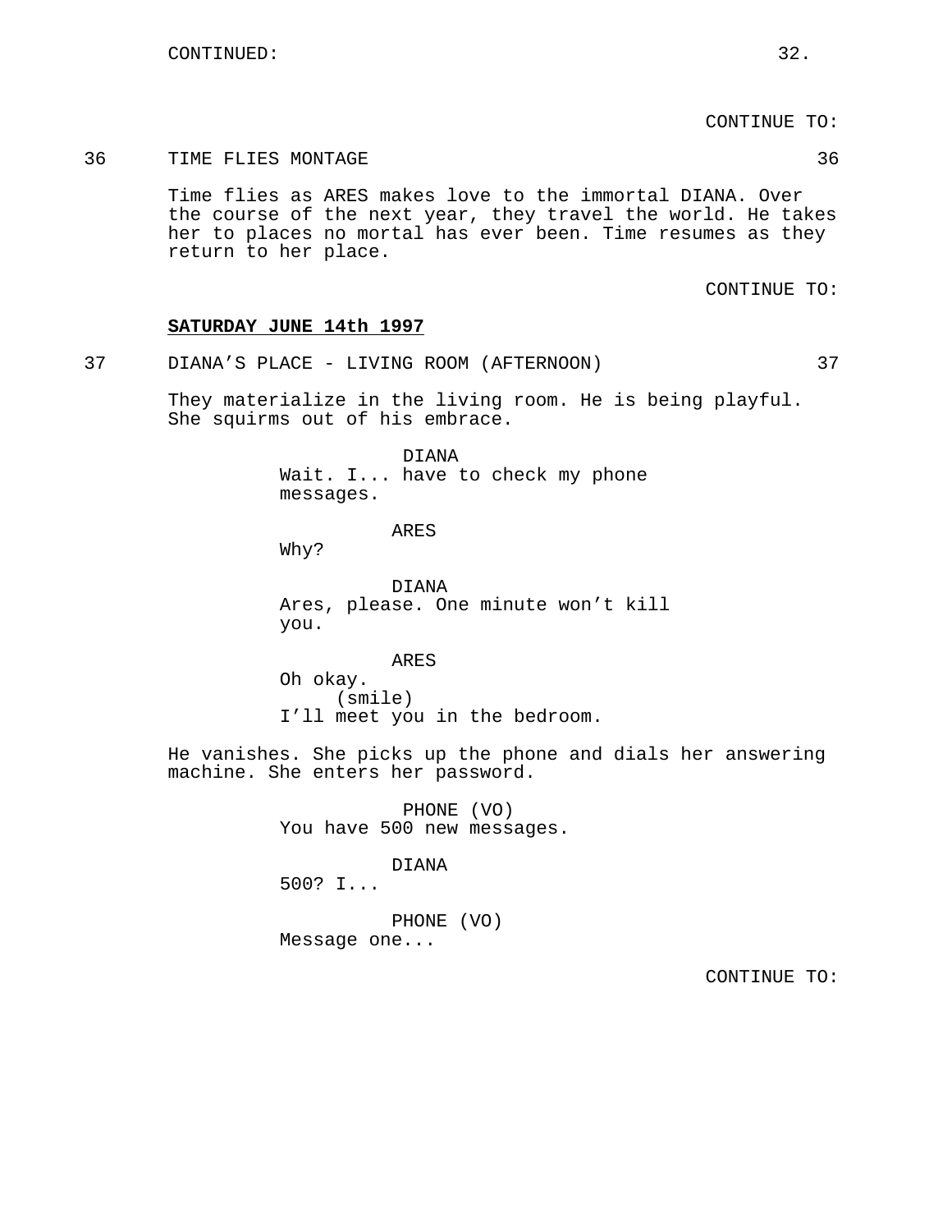CONTINUE TO:

36 TIME FLIES MONTAGE 36

Time flies as ARES makes love to the immortal DIANA. Over the course of the next year, they travel the world. He takes her to places no mortal has ever been. Time resumes as they return to her place.

CONTINUE TO:

**SATURDAY JUNE 14th 1997**

37 DIANA'S PLACE - LIVING ROOM (AFTERNOON) 37

They materialize in the living room. He is being playful. She squirms out of his embrace.

DIANA
Wait. I... have to check my phone messages.

ARES
Why?

DIANA
Ares, please. One minute won't kill you.

ARES
Oh okay.
(smile)
I'll meet you in the bedroom.

He vanishes. She picks up the phone and dials her answering machine. She enters her password.

PHONE (VO)
You have 500 new messages.

DIANA
500? I...

PHONE (VO)
Message one...

CONTINUE TO: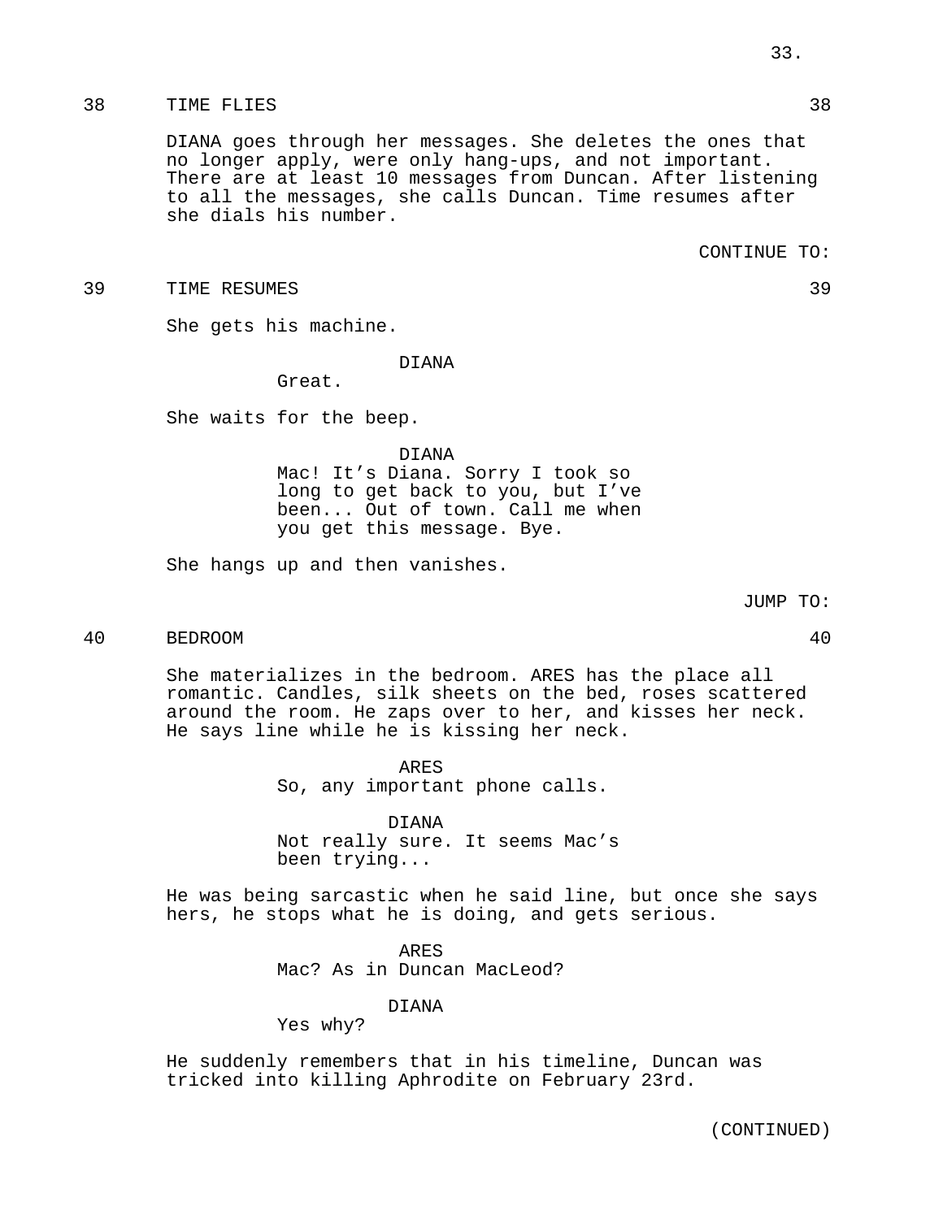38 TIME FLIES 38

DIANA goes through her messages. She deletes the ones that no longer apply, were only hang-ups, and not important. There are at least 10 messages from Duncan. After listening to all the messages, she calls Duncan. Time resumes after she dials his number.

CONTINUE TO:

39 TIME RESUMES 39

She gets his machine.

DIANA
Great.

She waits for the beep.

DIANA
Mac! It's Diana. Sorry I took so long to get back to you, but I've been... Out of town. Call me when you get this message. Bye.

She hangs up and then vanishes.

JUMP TO:

40 BEDROOM 40

She materializes in the bedroom. ARES has the place all romantic. Candles, silk sheets on the bed, roses scattered around the room. He zaps over to her, and kisses her neck. He says line while he is kissing her neck.

ARES
So, any important phone calls.

DIANA
Not really sure. It seems Mac's been trying...

He was being sarcastic when he said line, but once she says hers, he stops what he is doing, and gets serious.

ARES
Mac? As in Duncan MacLeod?

DIANA
Yes why?

He suddenly remembers that in his timeline, Duncan was tricked into killing Aphrodite on February 23rd.

(CONTINUED)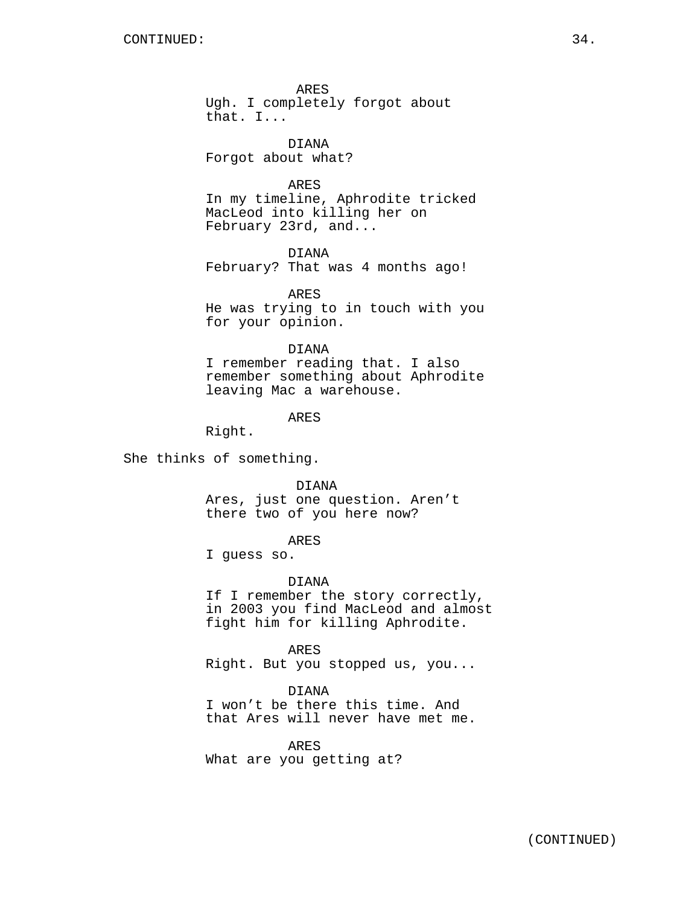ARES
Ugh. I completely forgot about that. I...

DIANA
Forgot about what?

ARES
In my timeline, Aphrodite tricked MacLeod into killing her on February 23rd, and...

DIANA
February? That was 4 months ago!

ARES
He was trying to in touch with you for your opinion.

DIANA
I remember reading that. I also remember something about Aphrodite leaving Mac a warehouse.

ARES
Right.

She thinks of something.

DIANA
Ares, just one question. Aren’t there two of you here now?

ARES
I guess so.

DIANA
If I remember the story correctly, in 2003 you find MacLeod and almost fight him for killing Aphrodite.

ARES
Right. But you stopped us, you...

DIANA
I won’t be there this time. And that Ares will never have met me.

ARES
What are you getting at?

(CONTINUED)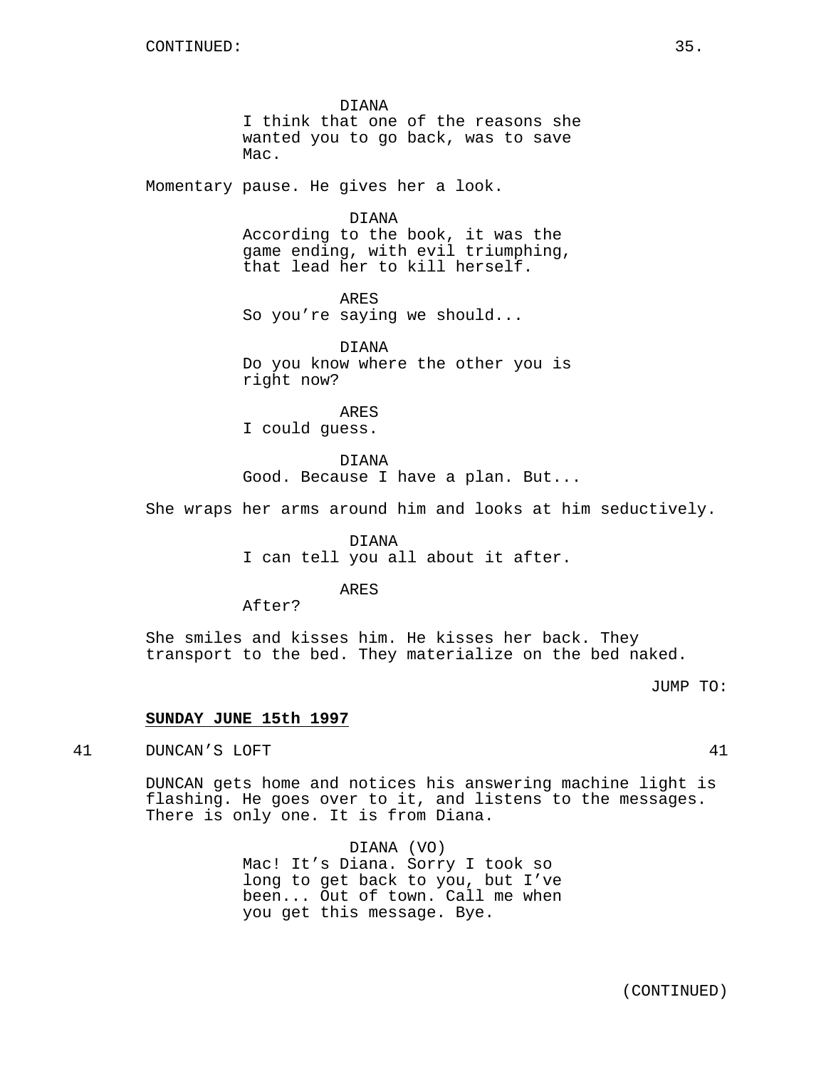CONTINUED:

DIANA
I think that one of the reasons she wanted you to go back, was to save Mac.

Momentary pause. He gives her a look.

DIANA
According to the book, it was the game ending, with evil triumphing, that lead her to kill herself.

ARES
So you're saying we should...

DIANA
Do you know where the other you is right now?

ARES
I could guess.

DIANA
Good. Because I have a plan. But...

She wraps her arms around him and looks at him seductively.

DIANA
I can tell you all about it after.

ARES
After?

She smiles and kisses him. He kisses her back. They transport to the bed. They materialize on the bed naked.

JUMP TO:

**SUNDAY JUNE 15th 1997**

41 DUNCAN'S LOFT 41

DUNCAN gets home and notices his answering machine light is flashing. He goes over to it, and listens to the messages. There is only one. It is from Diana.

DIANA (VO)
Mac! It's Diana. Sorry I took so long to get back to you, but I've been... Out of town. Call me when you get this message. Bye.

(CONTINUED)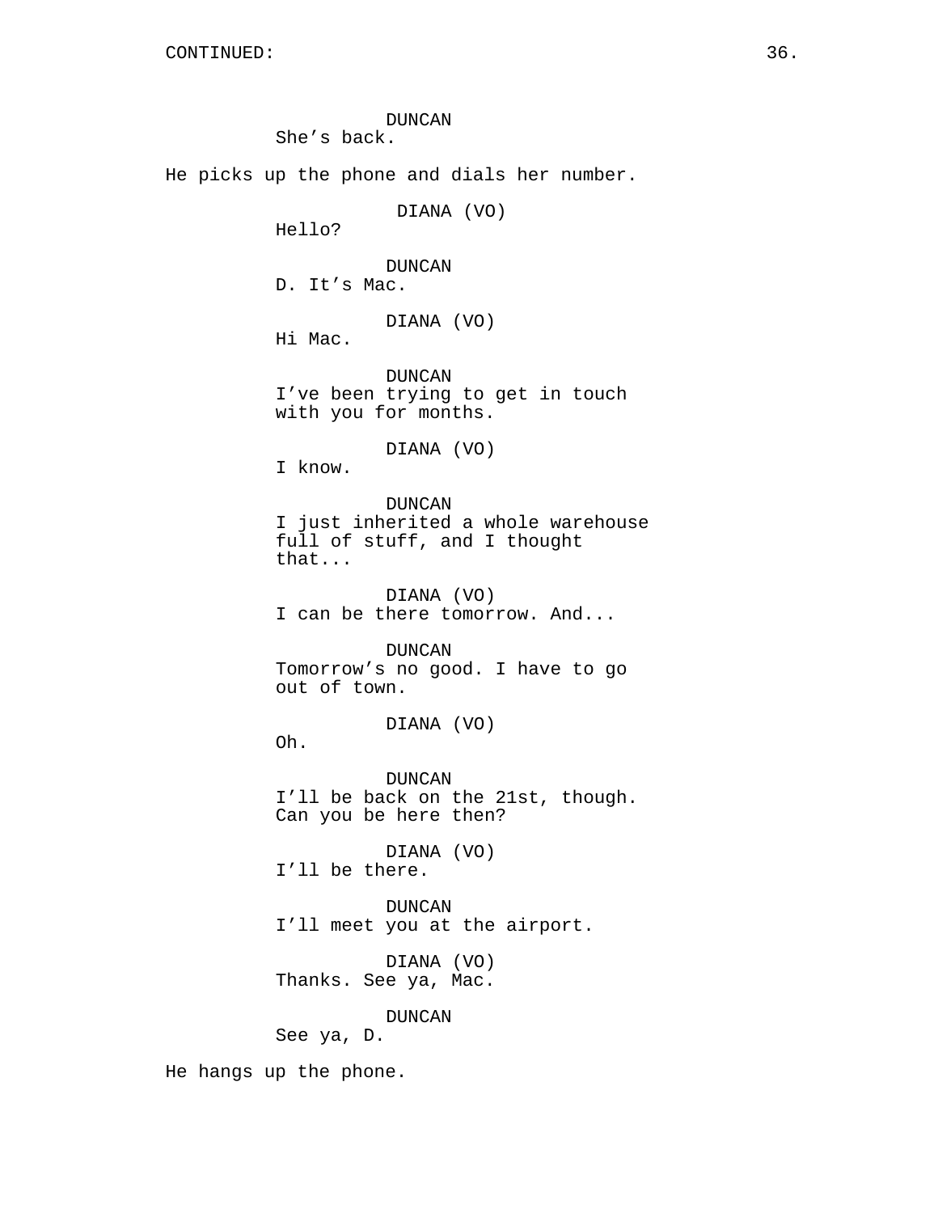CONTINUED:

DUNCAN
She's back.

He picks up the phone and dials her number.

DIANA (VO)
Hello?

DUNCAN
D. It's Mac.

DIANA (VO)
Hi Mac.

DUNCAN
I've been trying to get in touch with you for months.

DIANA (VO)
I know.

DUNCAN
I just inherited a whole warehouse full of stuff, and I thought that...

DIANA (VO)
I can be there tomorrow. And...

DUNCAN
Tomorrow's no good. I have to go out of town.

DIANA (VO)
Oh.

DUNCAN
I'll be back on the 21st, though. Can you be here then?

DIANA (VO)
I'll be there.

DUNCAN
I'll meet you at the airport.

DIANA (VO)
Thanks. See ya, Mac.

DUNCAN
See ya, D.

He hangs up the phone.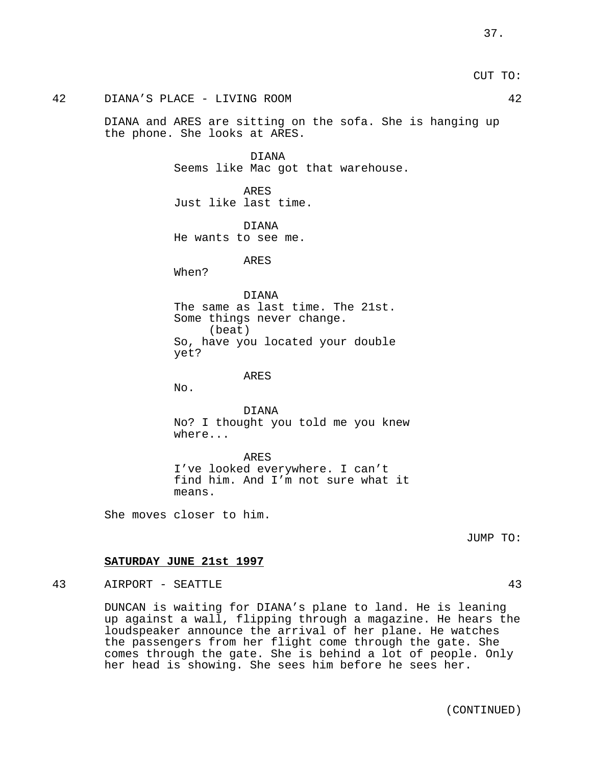CUT TO:

42 DIANA'S PLACE - LIVING ROOM 42

DIANA and ARES are sitting on the sofa. She is hanging up the phone. She looks at ARES.

DIANA
Seems like Mac got that warehouse.

ARES
Just like last time.

DIANA
He wants to see me.

ARES
When?

DIANA
The same as last time. The 21st. Some things never change.
(beat)
So, have you located your double yet?

ARES
No.

DIANA
No? I thought you told me you knew where...

ARES
I've looked everywhere. I can't find him. And I'm not sure what it means.

She moves closer to him.

JUMP TO:

**SATURDAY JUNE 21st 1997**

43 AIRPORT - SEATTLE 43

DUNCAN is waiting for DIANA's plane to land. He is leaning up against a wall, flipping through a magazine. He hears the loudspeaker announce the arrival of her plane. He watches the passengers from her flight come through the gate. She comes through the gate. She is behind a lot of people. Only her head is showing. She sees him before he sees her.

(CONTINUED)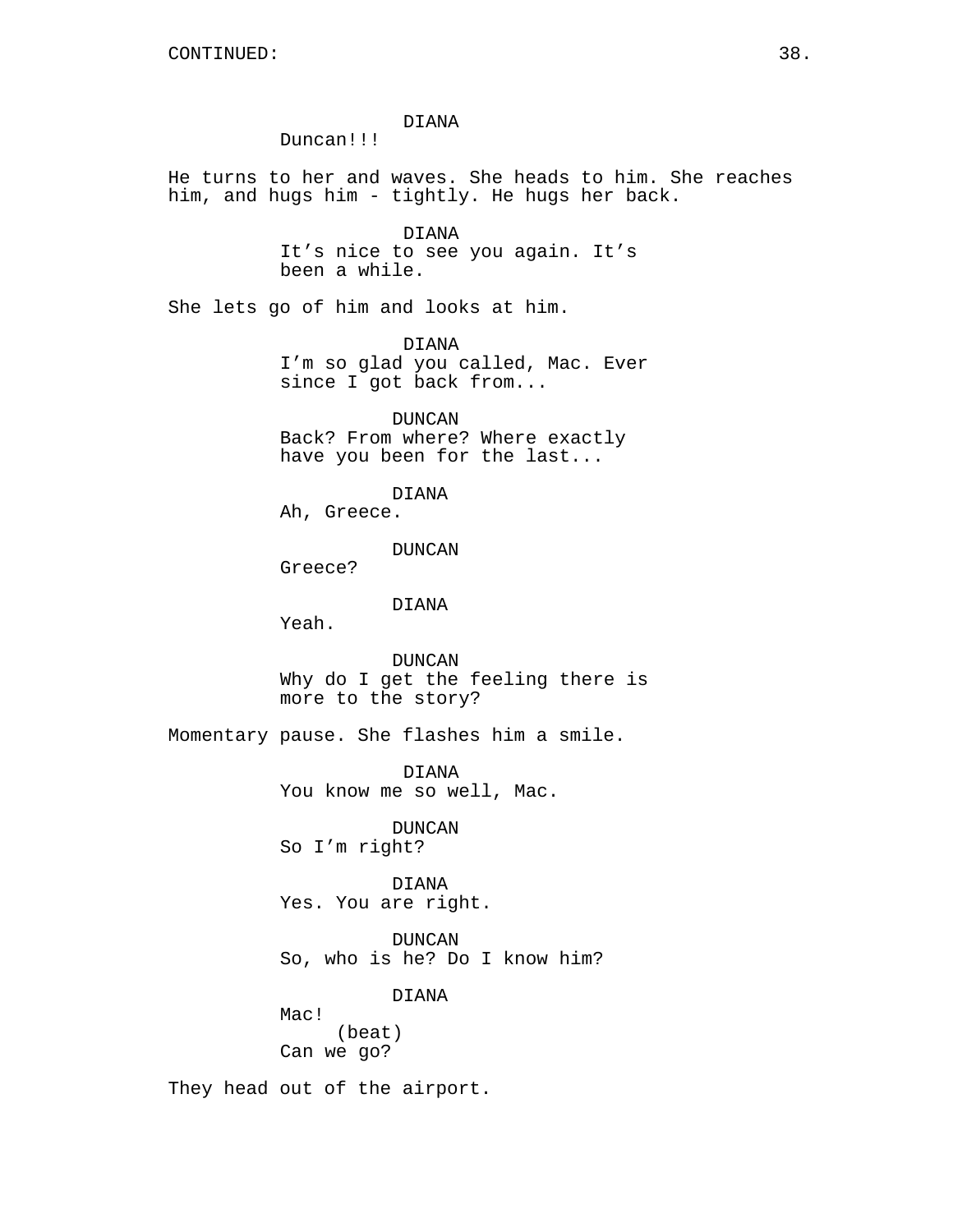CONTINUED:

DIANA
Duncan!!!

He turns to her and waves. She heads to him. She reaches him, and hugs him - tightly. He hugs her back.

DIANA
It's nice to see you again. It's been a while.

She lets go of him and looks at him.

DIANA
I'm so glad you called, Mac. Ever since I got back from...

DUNCAN
Back? From where? Where exactly have you been for the last...

DIANA
Ah, Greece.

DUNCAN
Greece?

DIANA
Yeah.

DUNCAN
Why do I get the feeling there is more to the story?

Momentary pause. She flashes him a smile.

DIANA
You know me so well, Mac.

DUNCAN
So I'm right?

DIANA
Yes. You are right.

DUNCAN
So, who is he? Do I know him?

DIANA
Mac!
(beat)
Can we go?

They head out of the airport.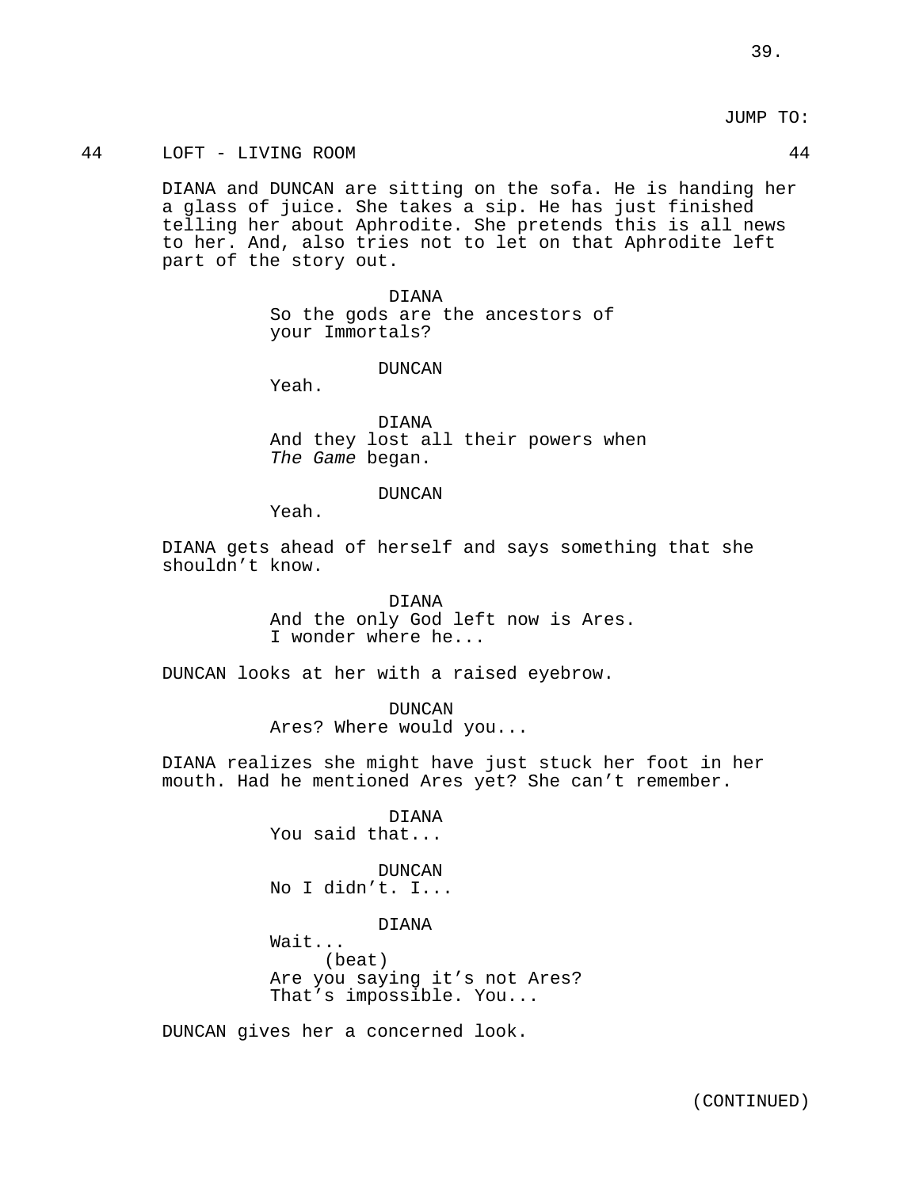JUMP TO:

44 LOFT - LIVING ROOM 44

DIANA and DUNCAN are sitting on the sofa. He is handing her a glass of juice. She takes a sip. He has just finished telling her about Aphrodite. She pretends this is all news to her. And, also tries not to let on that Aphrodite left part of the story out.

DIANA
So the gods are the ancestors of your Immortals?

DUNCAN
Yeah.

DIANA
And they lost all their powers when *The Game* began.

DUNCAN
Yeah.

DIANA gets ahead of herself and says something that she shouldn't know.

DIANA
And the only God left now is Ares. I wonder where he...

DUNCAN looks at her with a raised eyebrow.

DUNCAN
Ares? Where would you...

DIANA realizes she might have just stuck her foot in her mouth. Had he mentioned Ares yet? She can't remember.

DIANA
You said that...

DUNCAN
No I didn't. I...

DIANA
Wait...
(beat)
Are you saying it's not Ares? That's impossible. You...

DUNCAN gives her a concerned look.

(CONTINUED)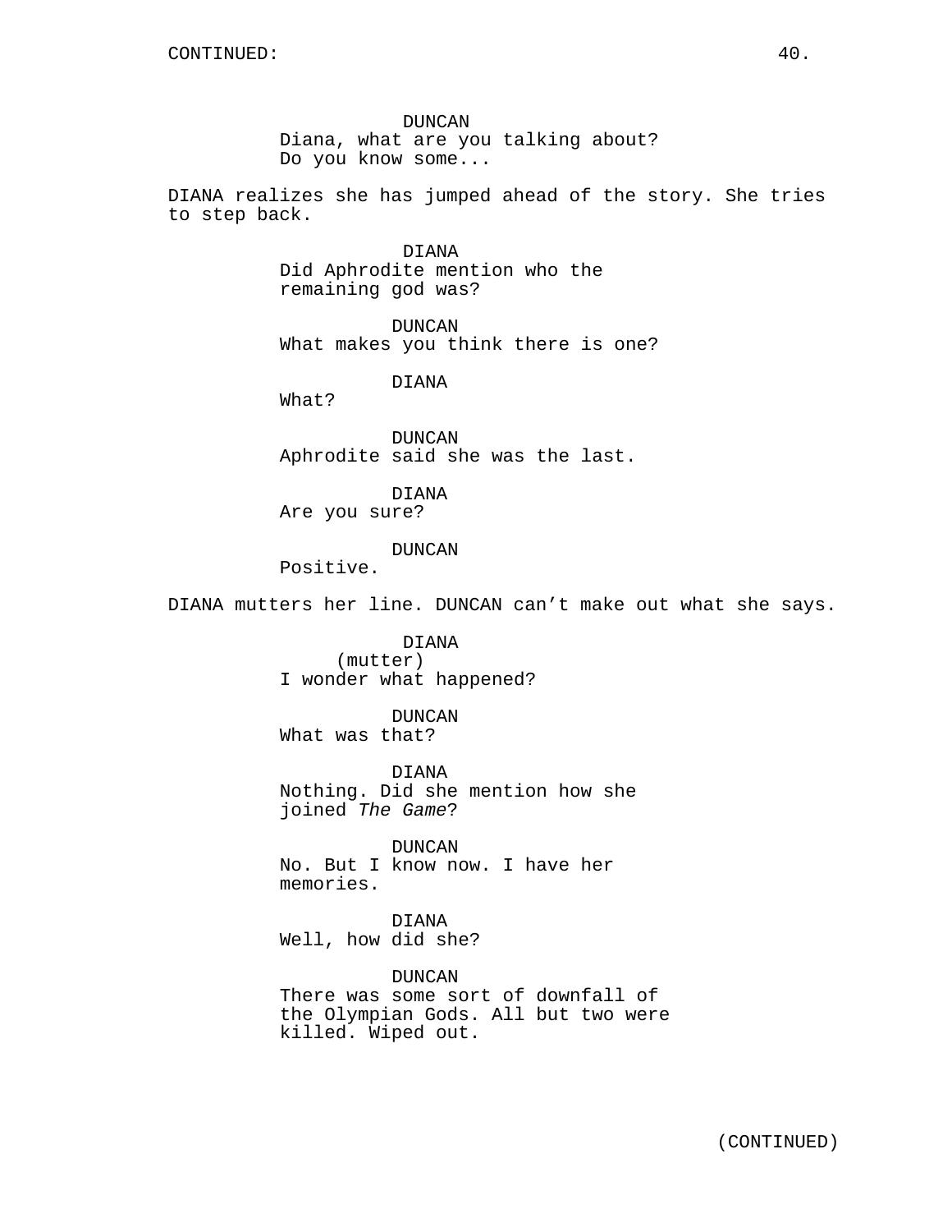DUNCAN
Diana, what are you talking about? Do you know some...

DIANA realizes she has jumped ahead of the story. She tries to step back.

DIANA
Did Aphrodite mention who the remaining god was?

DUNCAN
What makes you think there is one?

DIANA
What?

DUNCAN
Aphrodite said she was the last.

DIANA
Are you sure?

DUNCAN
Positive.

DIANA mutters her line. DUNCAN can't make out what she says.

DIANA
(mutter)
I wonder what happened?

DUNCAN
What was that?

DIANA
Nothing. Did she mention how she joined *The Game*?

DUNCAN
No. But I know now. I have her memories.

DIANA
Well, how did she?

DUNCAN
There was some sort of downfall of the Olympian Gods. All but two were killed. Wiped out.

(CONTINUED)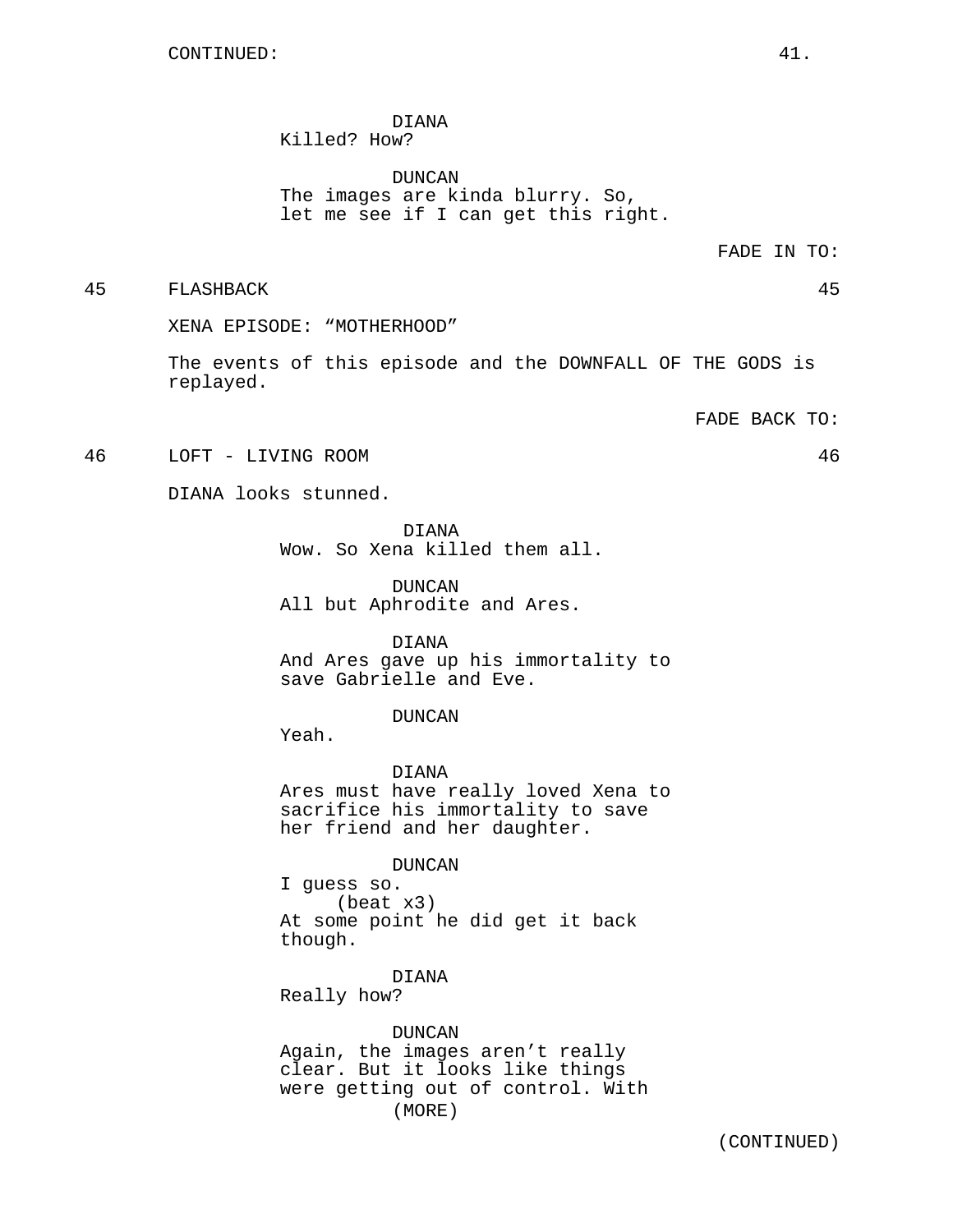CONTINUED:

DIANA
Killed? How?

DUNCAN
The images are kinda blurry. So, let me see if I can get this right.

FADE IN TO:

45 FLASHBACK 45

XENA EPISODE: “MOTHERHOOD”

The events of this episode and the DOWNFALL OF THE GODS is replayed.

FADE BACK TO:

46 LOFT - LIVING ROOM 46

DIANA looks stunned.

DIANA
Wow. So Xena killed them all.

DUNCAN
All but Aphrodite and Ares.

DIANA
And Ares gave up his immortality to save Gabrielle and Eve.

DUNCAN
Yeah.

DIANA
Ares must have really loved Xena to sacrifice his immortality to save her friend and her daughter.

DUNCAN
I guess so.
(beat x3)
At some point he did get it back though.

DIANA
Really how?

DUNCAN
Again, the images aren’t really clear. But it looks like things were getting out of control. With
(MORE)

(CONTINUED)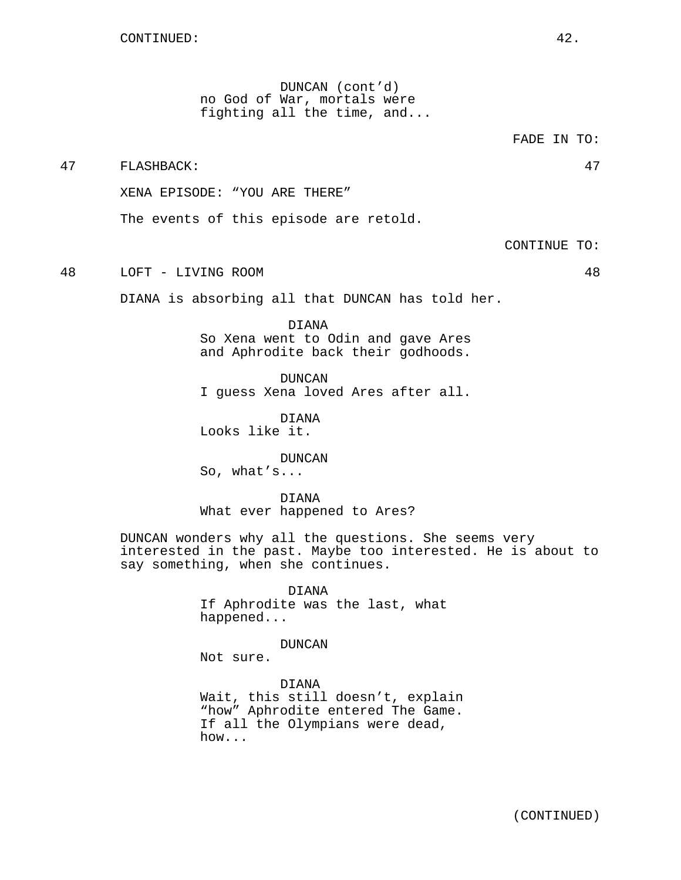CONTINUED:

DUNCAN (cont'd)
no God of War, mortals were fighting all the time, and...

FADE IN TO:

47 FLASHBACK: 47

XENA EPISODE: "YOU ARE THERE"

The events of this episode are retold.

CONTINUE TO:

48 LOFT - LIVING ROOM 48

DIANA is absorbing all that DUNCAN has told her.

DIANA
So Xena went to Odin and gave Ares and Aphrodite back their godhoods.

DUNCAN
I guess Xena loved Ares after all.

DIANA
Looks like it.

DUNCAN
So, what's...

DIANA
What ever happened to Ares?

DUNCAN wonders why all the questions. She seems very interested in the past. Maybe too interested. He is about to say something, when she continues.

DIANA
If Aphrodite was the last, what happened...

DUNCAN
Not sure.

DIANA
Wait, this still doesn't, explain "how" Aphrodite entered The Game. If all the Olympians were dead, how...

(CONTINUED)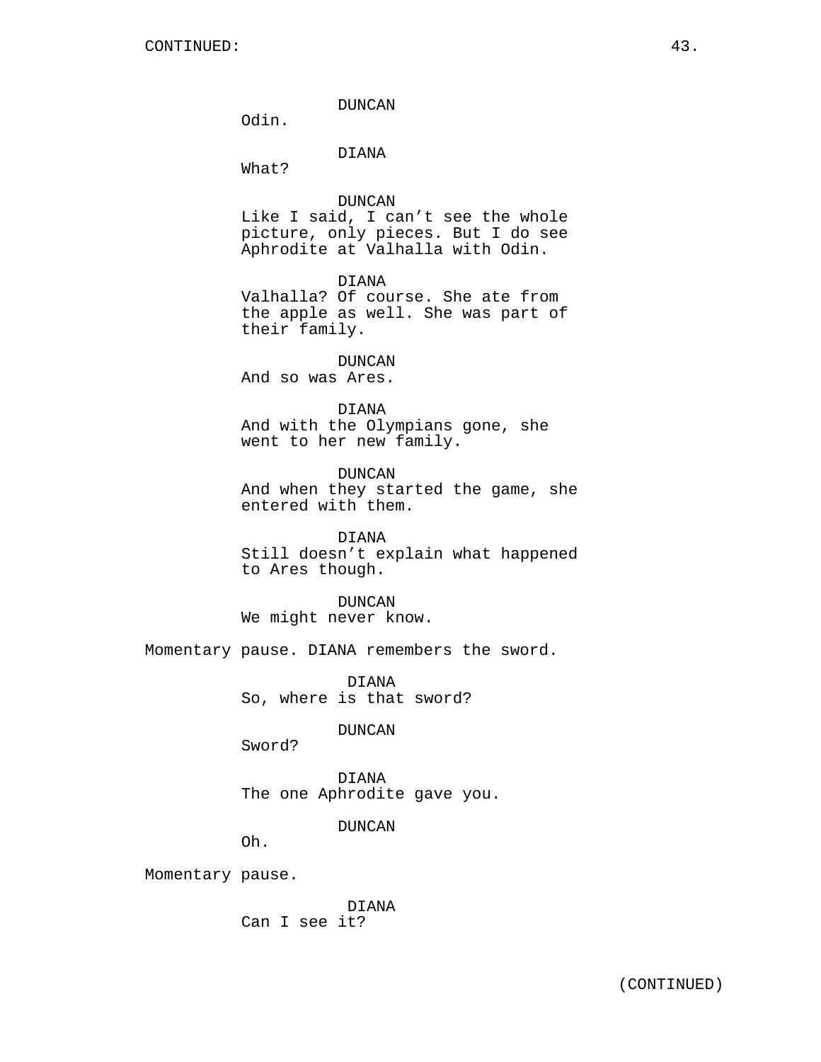CONTINUED:

DUNCAN
Odin.

DIANA
What?

DUNCAN
Like I said, I can't see the whole picture, only pieces. But I do see Aphrodite at Valhalla with Odin.

DIANA
Valhalla? Of course. She ate from the apple as well. She was part of their family.

DUNCAN
And so was Ares.

DIANA
And with the Olympians gone, she went to her new family.

DUNCAN
And when they started the game, she entered with them.

DIANA
Still doesn't explain what happened to Ares though.

DUNCAN
We might never know.

Momentary pause. DIANA remembers the sword.

DIANA
So, where is that sword?

DUNCAN
Sword?

DIANA
The one Aphrodite gave you.

DUNCAN
Oh.

Momentary pause.

DIANA
Can I see it?

(CONTINUED)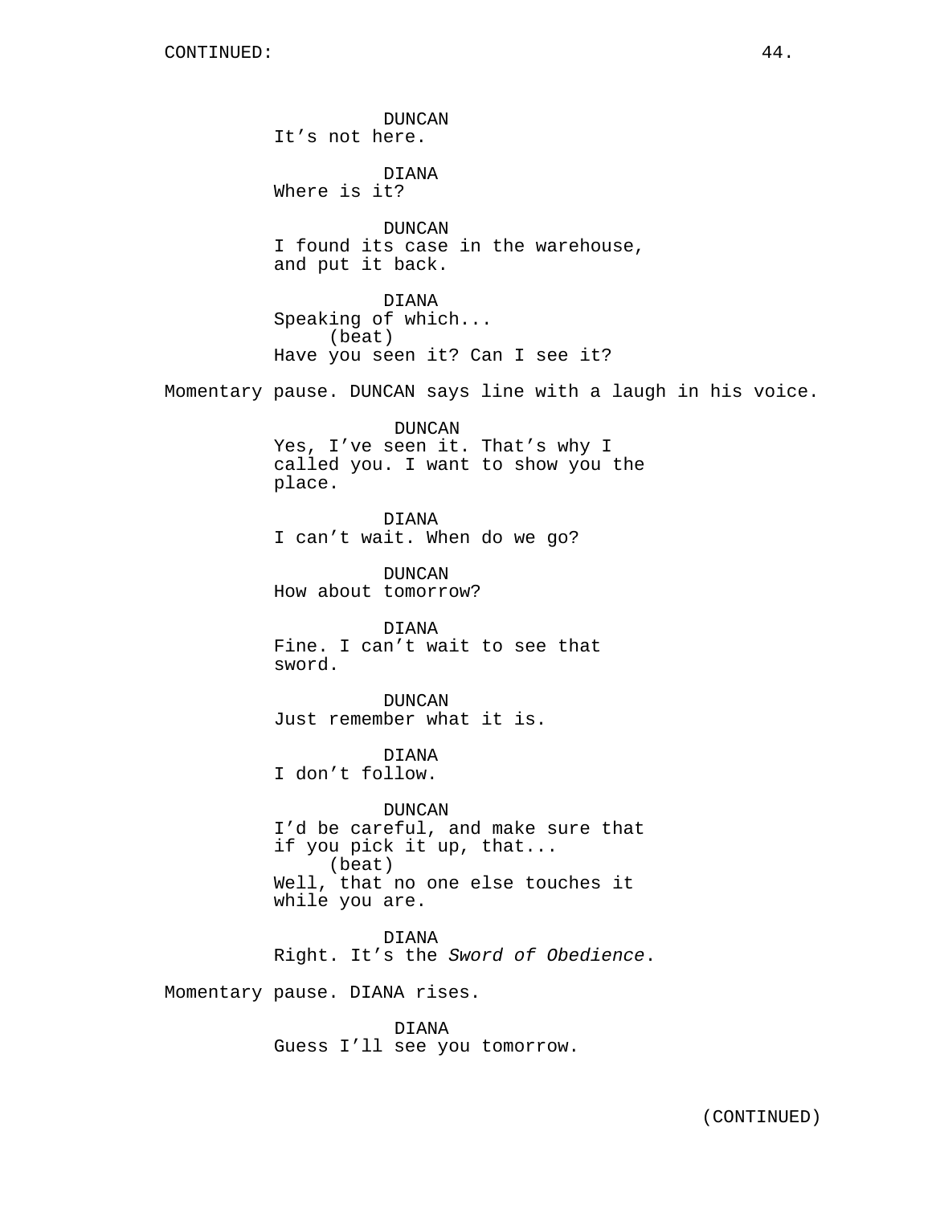CONTINUED:

DUNCAN
It’s not here.

DIANA
Where is it?

DUNCAN
I found its case in the warehouse, and put it back.

DIANA
Speaking of which...
(beat)
Have you seen it? Can I see it?

Momentary pause. DUNCAN says line with a laugh in his voice.

DUNCAN
Yes, I’ve seen it. That’s why I called you. I want to show you the place.

DIANA
I can’t wait. When do we go?

DUNCAN
How about tomorrow?

DIANA
Fine. I can’t wait to see that sword.

DUNCAN
Just remember what it is.

DIANA
I don’t follow.

DUNCAN
I’d be careful, and make sure that if you pick it up, that...
(beat)
Well, that no one else touches it while you are.

DIANA
Right. It’s the *Sword of Obedience*.

Momentary pause. DIANA rises.

DIANA
Guess I’ll see you tomorrow.

(CONTINUED)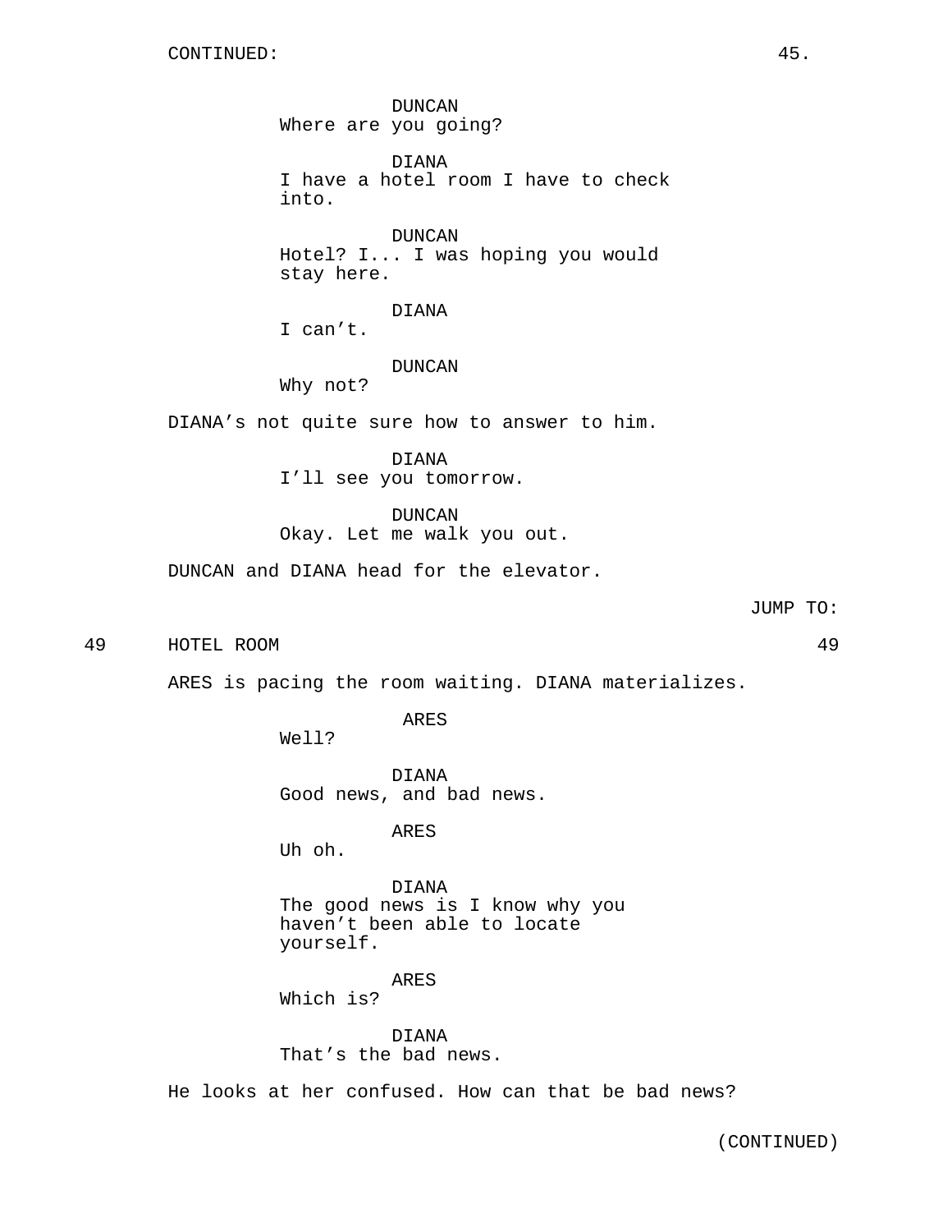CONTINUED:

DUNCAN
Where are you going?

DIANA
I have a hotel room I have to check into.

DUNCAN
Hotel? I... I was hoping you would stay here.

DIANA
I can't.

DUNCAN
Why not?

DIANA's not quite sure how to answer to him.

DIANA
I'll see you tomorrow.

DUNCAN
Okay. Let me walk you out.

DUNCAN and DIANA head for the elevator.

JUMP TO:

49 HOTEL ROOM 49

ARES is pacing the room waiting. DIANA materializes.

ARES
Well?

DIANA
Good news, and bad news.

ARES
Uh oh.

DIANA
The good news is I know why you haven't been able to locate yourself.

ARES
Which is?

DIANA
That's the bad news.

He looks at her confused. How can that be bad news?

(CONTINUED)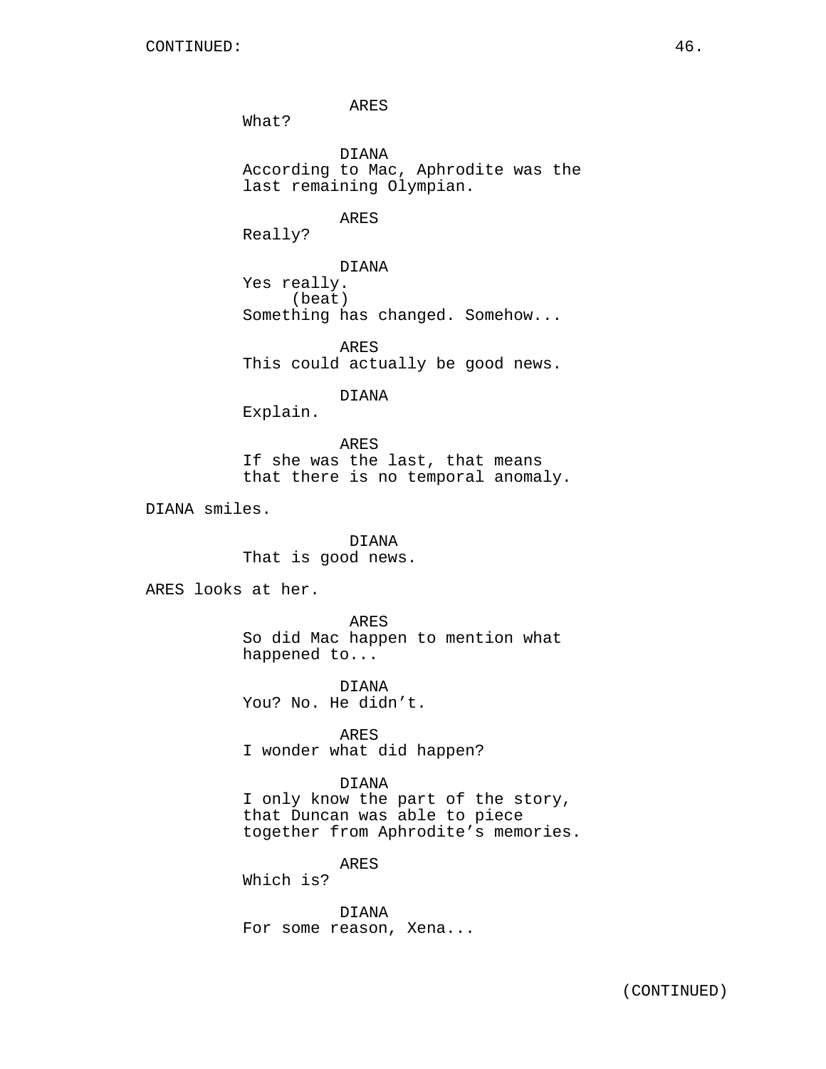ARES
What?

DIANA
According to Mac, Aphrodite was the last remaining Olympian.

ARES
Really?

DIANA
Yes really.
(beat)
Something has changed. Somehow...

ARES
This could actually be good news.

DIANA
Explain.

ARES
If she was the last, that means that there is no temporal anomaly.

DIANA smiles.

DIANA
That is good news.

ARES looks at her.

ARES
So did Mac happen to mention what happened to...

DIANA
You? No. He didn't.

ARES
I wonder what did happen?

DIANA
I only know the part of the story, that Duncan was able to piece together from Aphrodite's memories.

ARES
Which is?

DIANA
For some reason, Xena...

(CONTINUED)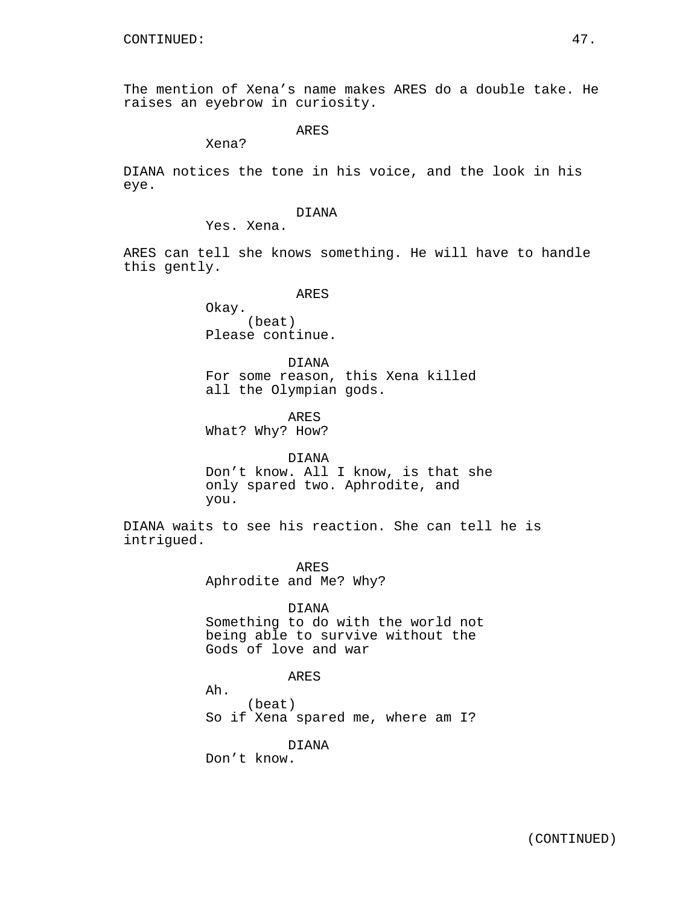CONTINUED:

The mention of Xena's name makes ARES do a double take. He raises an eyebrow in curiosity.

ARES
Xena?

DIANA notices the tone in his voice, and the look in his eye.

DIANA
Yes. Xena.

ARES can tell she knows something. He will have to handle this gently.

ARES
Okay.
(beat)
Please continue.

DIANA
For some reason, this Xena killed all the Olympian gods.

ARES
What? Why? How?

DIANA
Don't know. All I know, is that she only spared two. Aphrodite, and you.

DIANA waits to see his reaction. She can tell he is intrigued.

ARES
Aphrodite and Me? Why?

DIANA
Something to do with the world not being able to survive without the Gods of love and war

ARES
Ah.
(beat)
So if Xena spared me, where am I?

DIANA
Don't know.

(CONTINUED)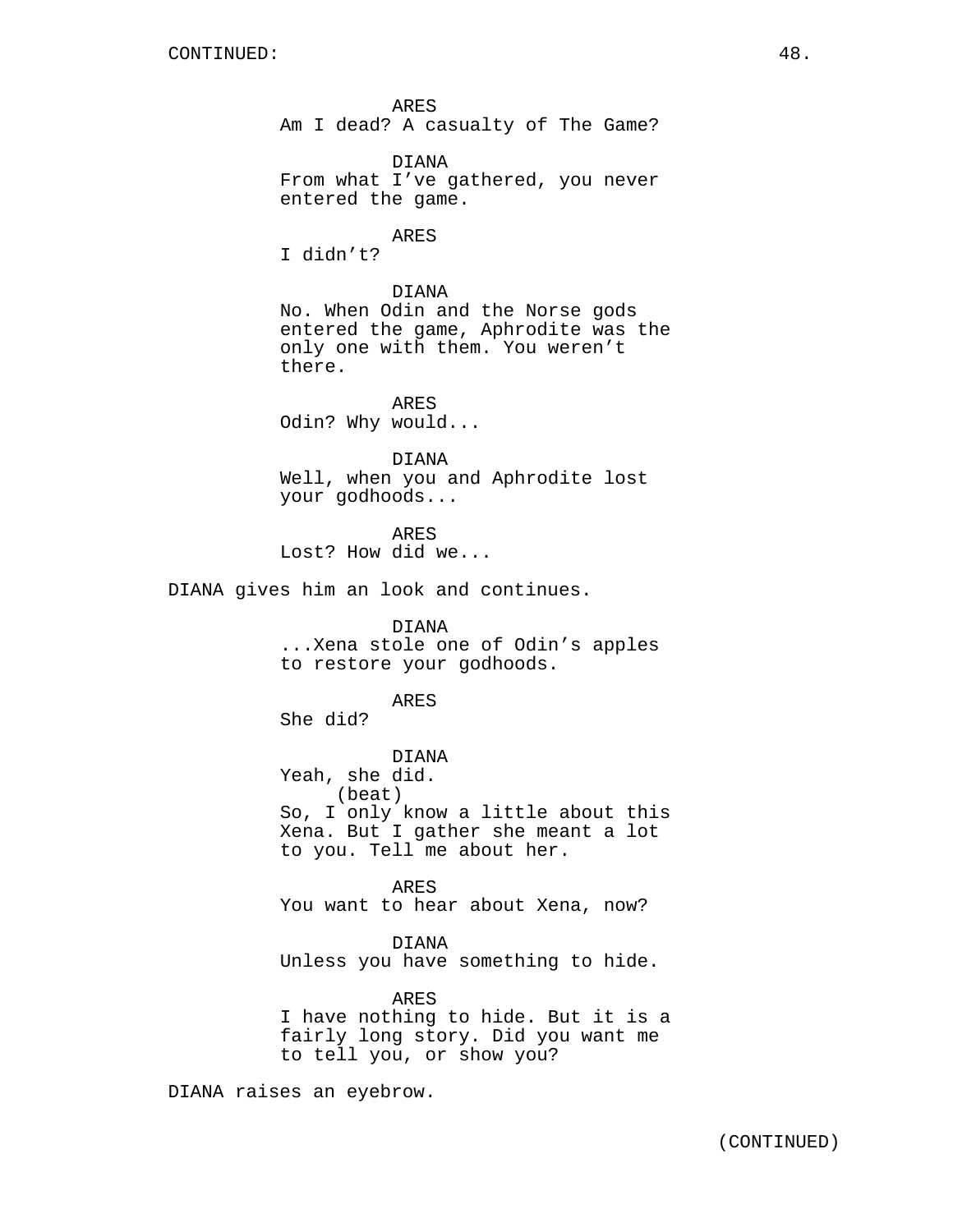CONTINUED:

ARES
Am I dead? A casualty of The Game?

DIANA
From what I've gathered, you never entered the game.

ARES
I didn't?

DIANA
No. When Odin and the Norse gods entered the game, Aphrodite was the only one with them. You weren't there.

ARES
Odin? Why would...

DIANA
Well, when you and Aphrodite lost your godhoods...

ARES
Lost? How did we...

DIANA gives him an look and continues.

DIANA
...Xena stole one of Odin's apples to restore your godhoods.

ARES
She did?

DIANA
Yeah, she did.
(beat)
So, I only know a little about this Xena. But I gather she meant a lot to you. Tell me about her.

ARES
You want to hear about Xena, now?

DIANA
Unless you have something to hide.

ARES
I have nothing to hide. But it is a fairly long story. Did you want me to tell you, or show you?

DIANA raises an eyebrow.

(CONTINUED)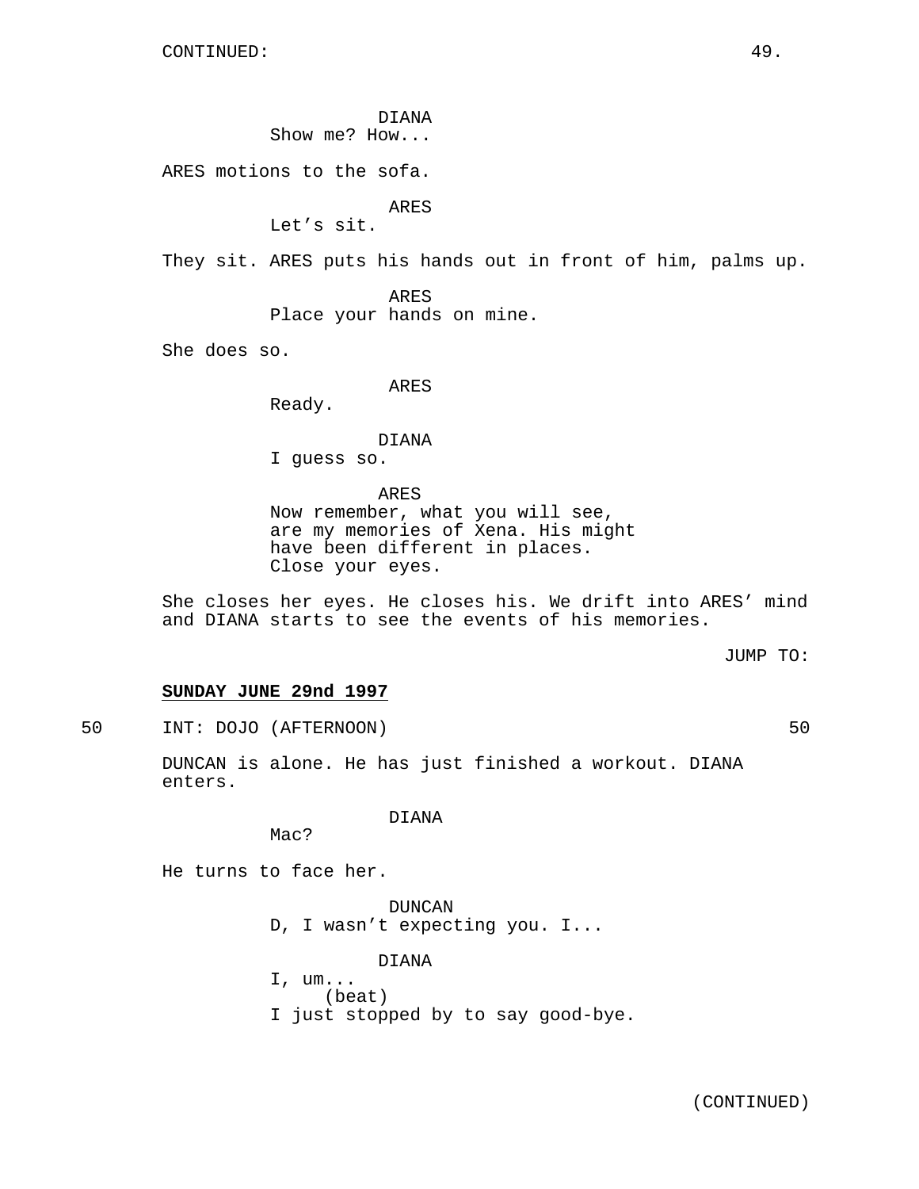CONTINUED:

DIANA
Show me? How...

ARES motions to the sofa.

ARES
Let's sit.

They sit. ARES puts his hands out in front of him, palms up.

ARES
Place your hands on mine.

She does so.

ARES
Ready.

DIANA
I guess so.

ARES
Now remember, what you will see, are my memories of Xena. His might have been different in places. Close your eyes.

She closes her eyes. He closes his. We drift into ARES' mind and DIANA starts to see the events of his memories.

JUMP TO:

**SUNDAY JUNE 29nd 1997**

50 INT: DOJO (AFTERNOON) 50

DUNCAN is alone. He has just finished a workout. DIANA enters.

DIANA
Mac?

He turns to face her.

DUNCAN
D, I wasn't expecting you. I...

DIANA
I, um...
(beat)
I just stopped by to say good-bye.

(CONTINUED)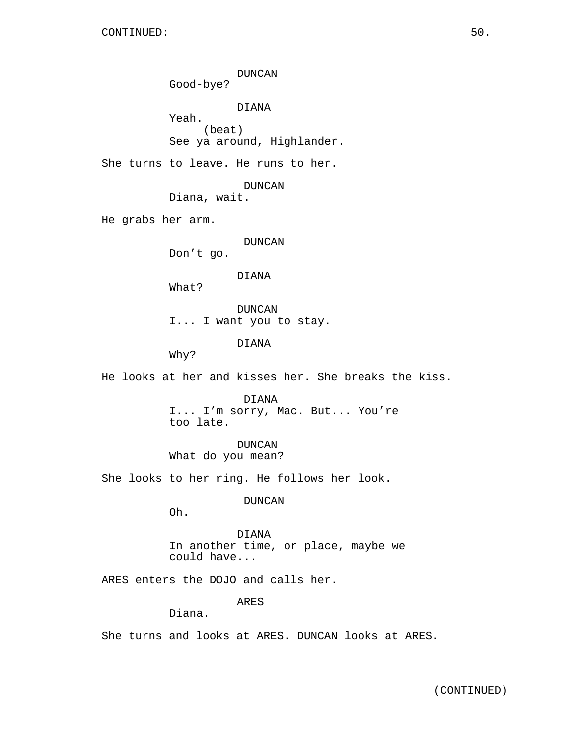DUNCAN
Good-bye?

DIANA
Yeah.
(beat)
See ya around, Highlander.

She turns to leave. He runs to her.

DUNCAN
Diana, wait.

He grabs her arm.

DUNCAN
Don’t go.

DIANA
What?

DUNCAN
I... I want you to stay.

DIANA
Why?

He looks at her and kisses her. She breaks the kiss.

DIANA
I... I’m sorry, Mac. But... You’re too late.

DUNCAN
What do you mean?

She looks to her ring. He follows her look.

DUNCAN
Oh.

DIANA
In another time, or place, maybe we could have...

ARES enters the DOJO and calls her.

ARES
Diana.

She turns and looks at ARES. DUNCAN looks at ARES.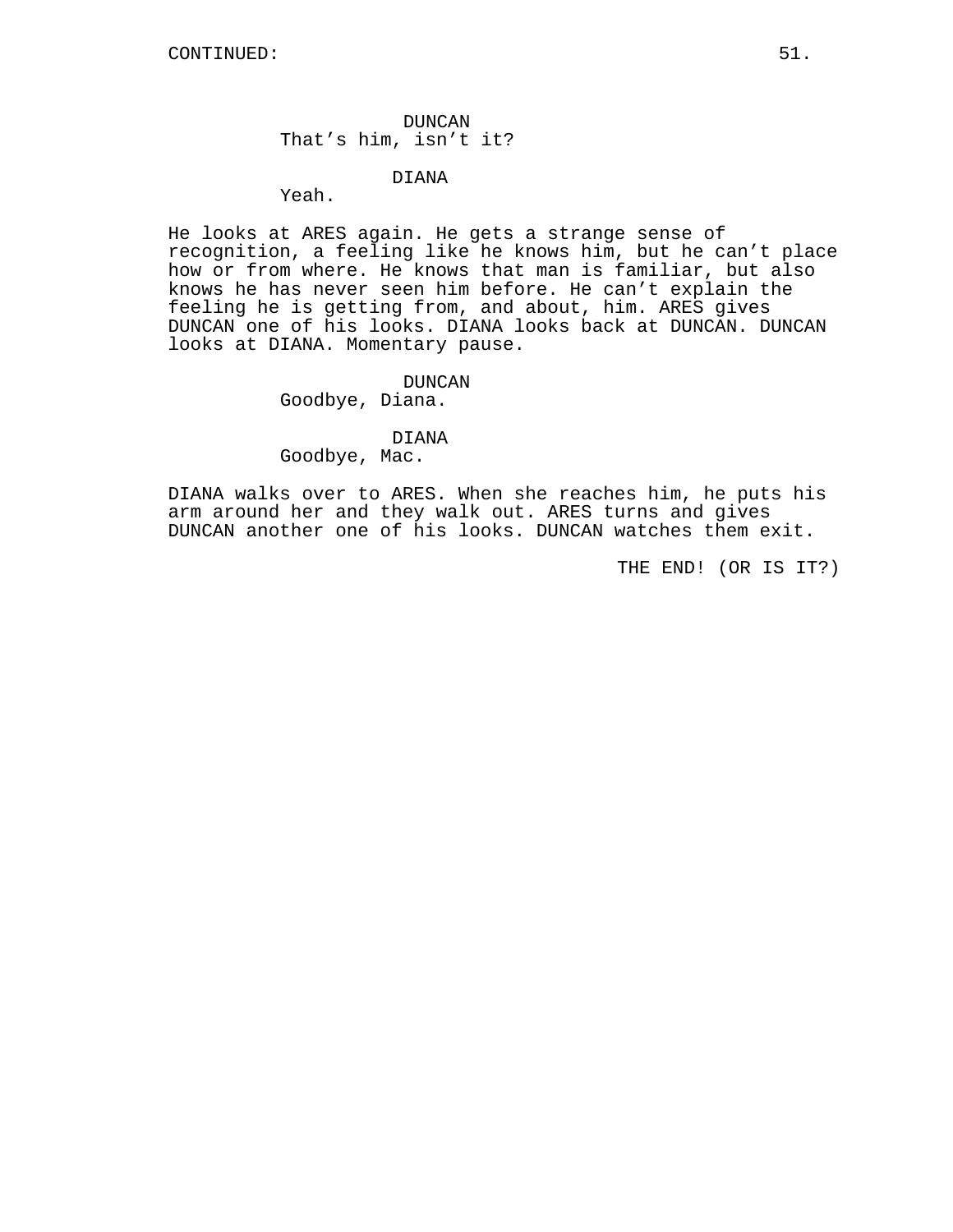CONTINUED:

DUNCAN
That's him, isn't it?

DIANA
Yeah.

He looks at ARES again. He gets a strange sense of recognition, a feeling like he knows him, but he can't place how or from where. He knows that man is familiar, but also knows he has never seen him before. He can't explain the feeling he is getting from, and about, him. ARES gives DUNCAN one of his looks. DIANA looks back at DUNCAN. DUNCAN looks at DIANA. Momentary pause.

DUNCAN
Goodbye, Diana.

DIANA
Goodbye, Mac.

DIANA walks over to ARES. When she reaches him, he puts his arm around her and they walk out. ARES turns and gives DUNCAN another one of his looks. DUNCAN watches them exit.

THE END! (OR IS IT?)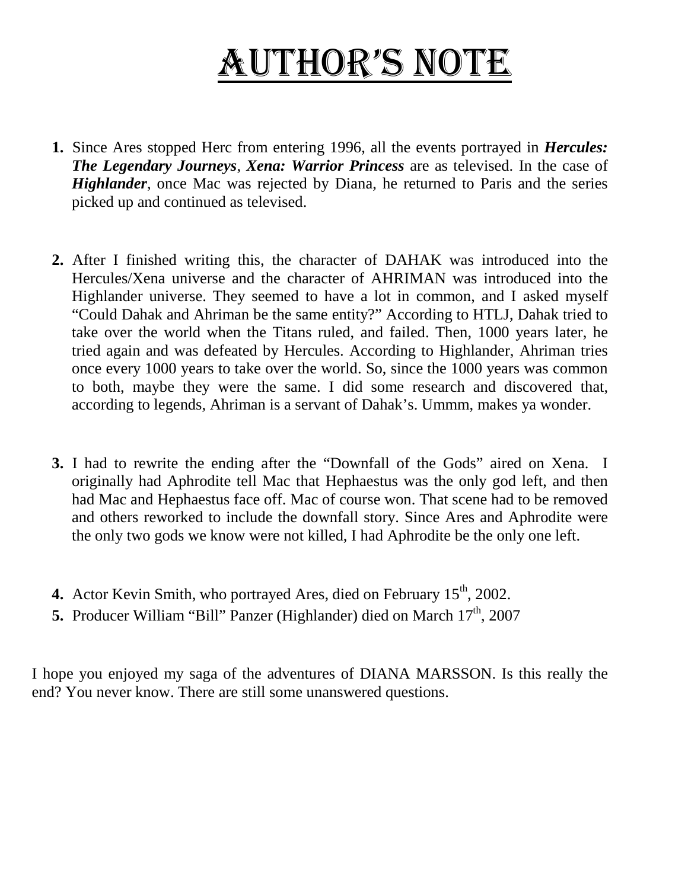# AUTHOR'S NOTE

1. Since Ares stopped Herc from entering 1996, all the events portrayed in ***Hercules: The Legendary Journeys***, ***Xena: Warrior Princess*** are as televised. In the case of ***Highlander***, once Mac was rejected by Diana, he returned to Paris and the series picked up and continued as televised.

2. After I finished writing this, the character of DAHAK was introduced into the Hercules/Xena universe and the character of AHRIMAN was introduced into the Highlander universe. They seemed to have a lot in common, and I asked myself "Could Dahak and Ahriman be the same entity?" According to HTLJ, Dahak tried to take over the world when the Titans ruled, and failed. Then, 1000 years later, he tried again and was defeated by Hercules. According to Highlander, Ahriman tries once every 1000 years to take over the world. So, since the 1000 years was common to both, maybe they were the same. I did some research and discovered that, according to legends, Ahriman is a servant of Dahak's. Ummm, makes ya wonder.

3. I had to rewrite the ending after the "Downfall of the Gods" aired on Xena. I originally had Aphrodite tell Mac that Hephaestus was the only god left, and then had Mac and Hephaestus face off. Mac of course won. That scene had to be removed and others reworked to include the downfall story. Since Ares and Aphrodite were the only two gods we know were not killed, I had Aphrodite be the only one left.

4. Actor Kevin Smith, who portrayed Ares, died on February 15th, 2002.
5. Producer William "Bill" Panzer (Highlander) died on March 17th, 2007

I hope you enjoyed my saga of the adventures of DIANA MARSSON. Is this really the end? You never know. There are still some unanswered questions.